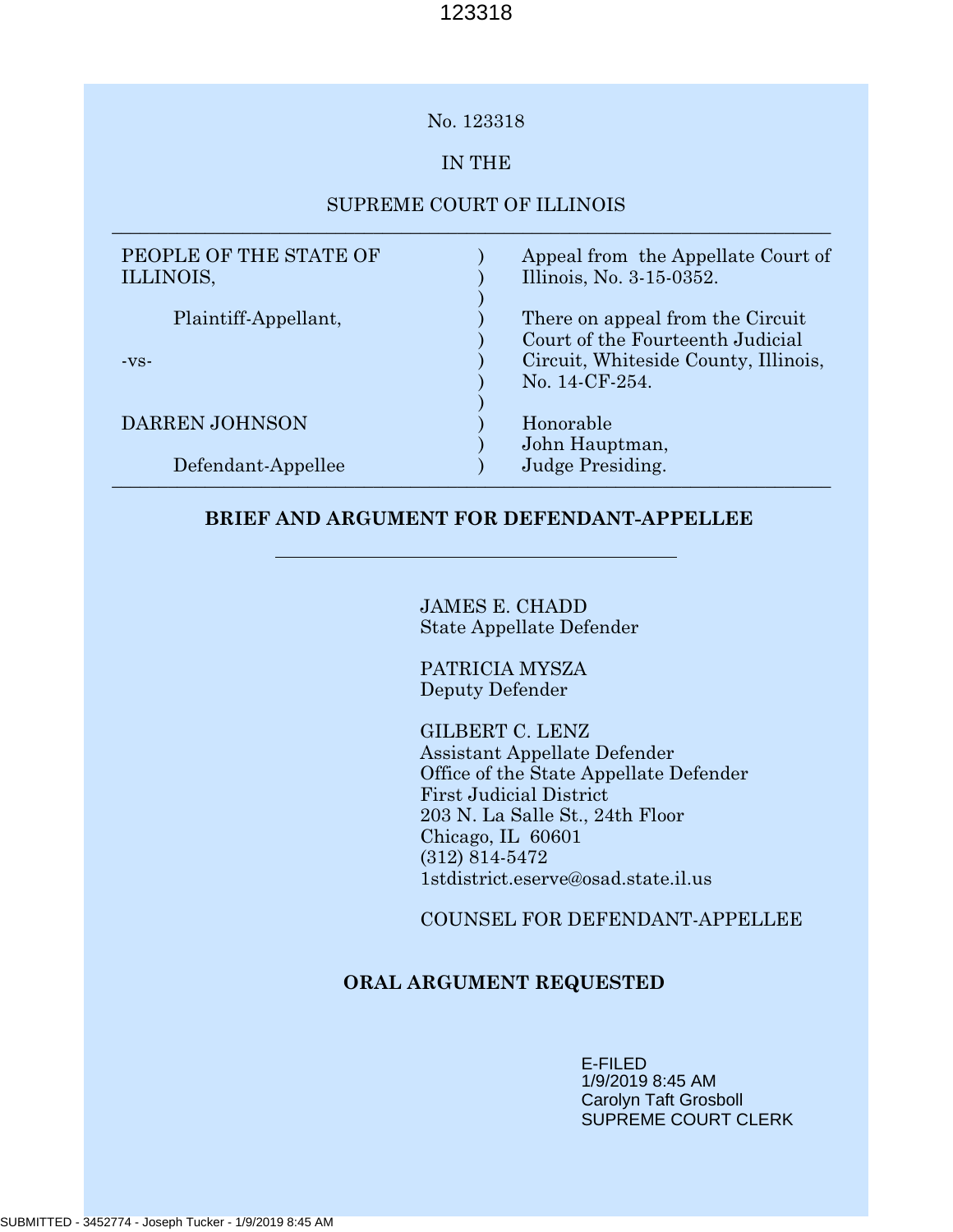No. 123318

IN THE

SUPREME COURT OF ILLINOIS

| | | |
|---|---|---|
| PEOPLE OF THE STATE OF ILLINOIS, | ) | Appeal from the Appellate Court of Illinois, No. 3-15-0352. |
| Plaintiff-Appellant, | ) | There on appeal from the Circuit Court of the Fourteenth Judicial Circuit, Whiteside County, Illinois, No. 14-CF-254. |
| -vs- | ) | |
| DARREN JOHNSON | ) | Honorable John Hauptman, |
| Defendant-Appellee | ) | Judge Presiding. |

**BRIEF AND ARGUMENT FOR DEFENDANT-APPELLEE**

JAMES E. CHADD
State Appellate Defender

PATRICIA MYSZA
Deputy Defender

GILBERT C. LENZ
Assistant Appellate Defender
Office of the State Appellate Defender
First Judicial District
203 N. La Salle St., 24th Floor
Chicago, IL 60601
(312) 814-5472
1stdistrict.eserve@osad.state.il.us

COUNSEL FOR DEFENDANT-APPELLEE

**ORAL ARGUMENT REQUESTED**

E-FILED
1/9/2019 8:45 AM
Carolyn Taft Grosboll
SUPREME COURT CLERK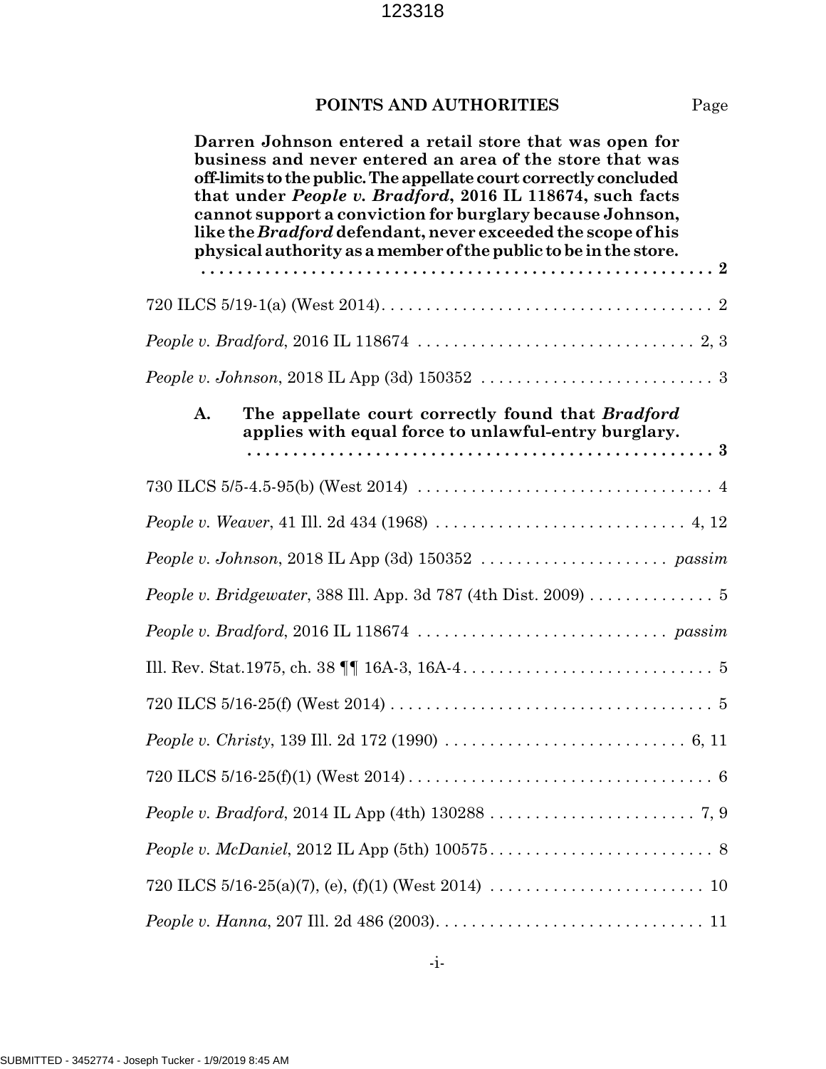## POINTS AND AUTHORITIES

Page

**Darren Johnson entered a retail store that was open for business and never entered an area of the store that was off-limits to the public. The appellate court correctly concluded that under *People v. Bradford*, 2016 IL 118674, such facts cannot support a conviction for burglary because Johnson, like the *Bradford* defendant, never exceeded the scope of his physical authority as a member of the public to be in the store. . . . . . . . . . . . . . . . . . . . . . . . . . . . . . . . . . . . . . . . . . . . . . . . . . . . . . . 2**

720 ILCS 5/19-1(a) (West 2014). . . . . . . . . . . . . . . . . . . . . . . . . . . . . . . . . . . . . 2

*People v. Bradford*, 2016 IL 118674 . . . . . . . . . . . . . . . . . . . . . . . . . . . . . . 2, 3

*People v. Johnson*, 2018 IL App (3d) 150352 . . . . . . . . . . . . . . . . . . . . . . . . . . 3

**A. The appellate court correctly found that *Bradford* applies with equal force to unlawful-entry burglary. . . . . . . . . . . . . . . . . . . . . . . . . . . . . . . . . . . . . . . . . . . . . . . . . . . 3**

730 ILCS 5/5-4.5-95(b) (West 2014) . . . . . . . . . . . . . . . . . . . . . . . . . . . . . . . . . 4

*People v. Weaver*, 41 Ill. 2d 434 (1968) . . . . . . . . . . . . . . . . . . . . . . . . . . . . 4, 12

*People v. Johnson*, 2018 IL App (3d) 150352 . . . . . . . . . . . . . . . . . . . . . *passim*

*People v. Bridgewater*, 388 Ill. App. 3d 787 (4th Dist. 2009) . . . . . . . . . . . . . . 5

*People v. Bradford*, 2016 IL 118674 . . . . . . . . . . . . . . . . . . . . . . . . . . . . *passim*

Ill. Rev. Stat.1975, ch. 38 ¶¶ 16A-3, 16A-4. . . . . . . . . . . . . . . . . . . . . . . . . . . . 5

720 ILCS 5/16-25(f) (West 2014) . . . . . . . . . . . . . . . . . . . . . . . . . . . . . . . . . . . . 5

*People v. Christy*, 139 Ill. 2d 172 (1990) . . . . . . . . . . . . . . . . . . . . . . . . . . . 6, 11

720 ILCS 5/16-25(f)(1) (West 2014) . . . . . . . . . . . . . . . . . . . . . . . . . . . . . . . . . . 6

*People v. Bradford*, 2014 IL App (4th) 130288 . . . . . . . . . . . . . . . . . . . . . . . 7, 9

*People v. McDaniel*, 2012 IL App (5th) 100575. . . . . . . . . . . . . . . . . . . . . . . . . 8

720 ILCS 5/16-25(a)(7), (e), (f)(1) (West 2014) . . . . . . . . . . . . . . . . . . . . . . . . 10

*People v. Hanna*, 207 Ill. 2d 486 (2003). . . . . . . . . . . . . . . . . . . . . . . . . . . . . . 11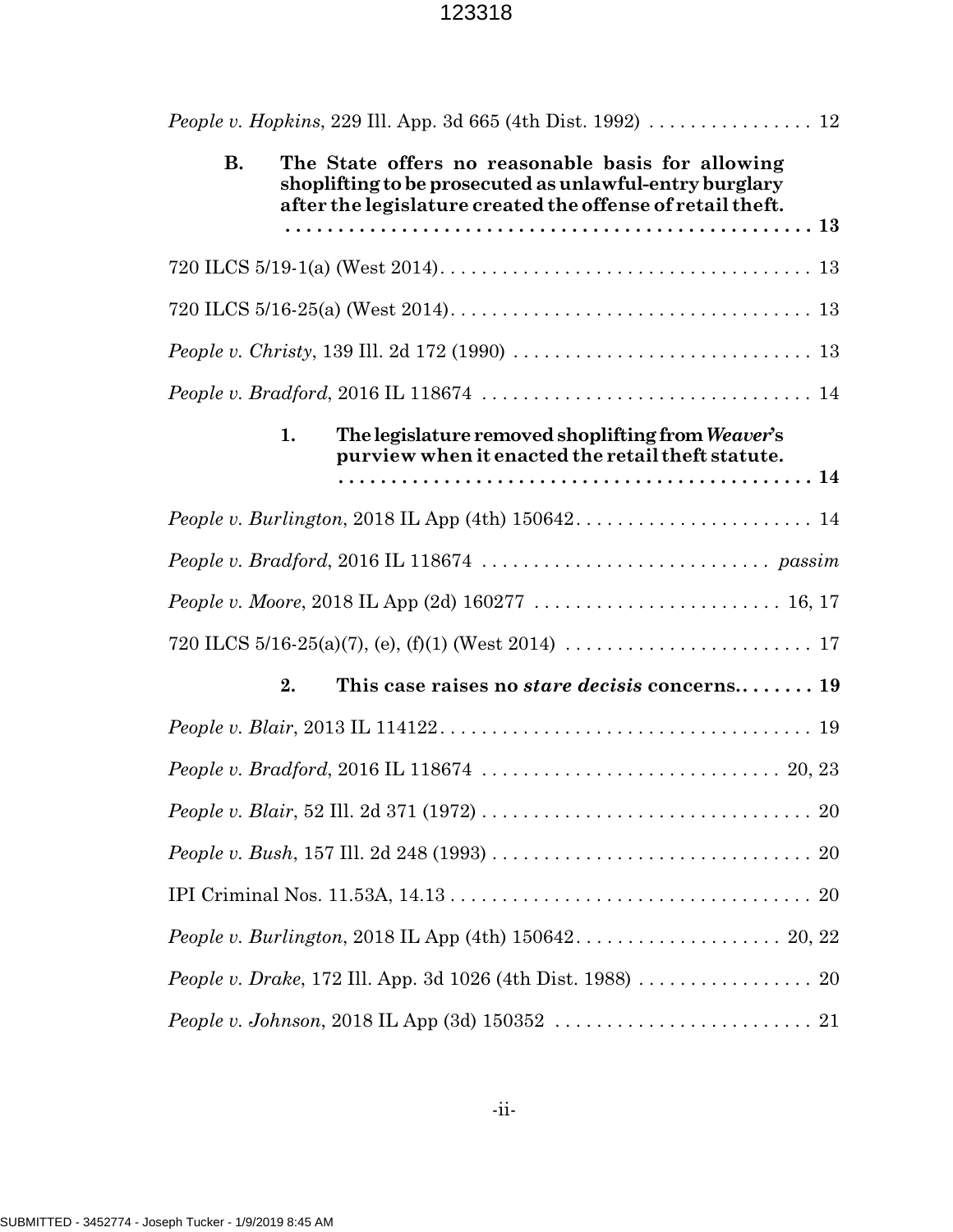*People v. Hopkins*, 229 Ill. App. 3d 665 (4th Dist. 1992) . . . . . . . . . . . . . . . . 12

**B. The State offers no reasonable basis for allowing shoplifting to be prosecuted as unlawful-entry burglary after the legislature created the offense of retail theft. . . . . . . . . . . . . . . . . . . . . . . . . . . . . . . . . . . . . . . . . . . . . . . . . 13**

720 ILCS 5/19-1(a) (West 2014). . . . . . . . . . . . . . . . . . . . . . . . . . . . . . . . . . . . 13

720 ILCS 5/16-25(a) (West 2014). . . . . . . . . . . . . . . . . . . . . . . . . . . . . . . . . . . 13

*People v. Christy*, 139 Ill. 2d 172 (1990) . . . . . . . . . . . . . . . . . . . . . . . . . . . . . 13

*People v. Bradford*, 2016 IL 118674 . . . . . . . . . . . . . . . . . . . . . . . . . . . . . . . . 14

**1. The legislature removed shoplifting from *Weaver*'s purview when it enacted the retail theft statute. . . . . . . . . . . . . . . . . . . . . . . . . . . . . . . . . . . . . . . . . . . . . . . 14**

*People v. Burlington*, 2018 IL App (4th) 150642. . . . . . . . . . . . . . . . . . . . . . . 14

*People v. Bradford*, 2016 IL 118674 . . . . . . . . . . . . . . . . . . . . . . . . . . . . *passim*

*People v. Moore*, 2018 IL App (2d) 160277 . . . . . . . . . . . . . . . . . . . . . . . . 16, 17

720 ILCS 5/16-25(a)(7), (e), (f)(1) (West 2014) . . . . . . . . . . . . . . . . . . . . . . . . 17

**2. This case raises no *stare decisis* concerns.. . . . . . . . 19**

*People v. Blair*, 2013 IL 114122. . . . . . . . . . . . . . . . . . . . . . . . . . . . . . . . . . . . 19

*People v. Bradford*, 2016 IL 118674 . . . . . . . . . . . . . . . . . . . . . . . . . . . . . 20, 23

*People v. Blair*, 52 Ill. 2d 371 (1972) . . . . . . . . . . . . . . . . . . . . . . . . . . . . . . . . 20

*People v. Bush*, 157 Ill. 2d 248 (1993) . . . . . . . . . . . . . . . . . . . . . . . . . . . . . . . 20

IPI Criminal Nos. 11.53A, 14.13 . . . . . . . . . . . . . . . . . . . . . . . . . . . . . . . . . . . 20

*People v. Burlington*, 2018 IL App (4th) 150642. . . . . . . . . . . . . . . . . . . . 20, 22

*People v. Drake*, 172 Ill. App. 3d 1026 (4th Dist. 1988) . . . . . . . . . . . . . . . . . 20

*People v. Johnson*, 2018 IL App (3d) 150352 . . . . . . . . . . . . . . . . . . . . . . . . . 21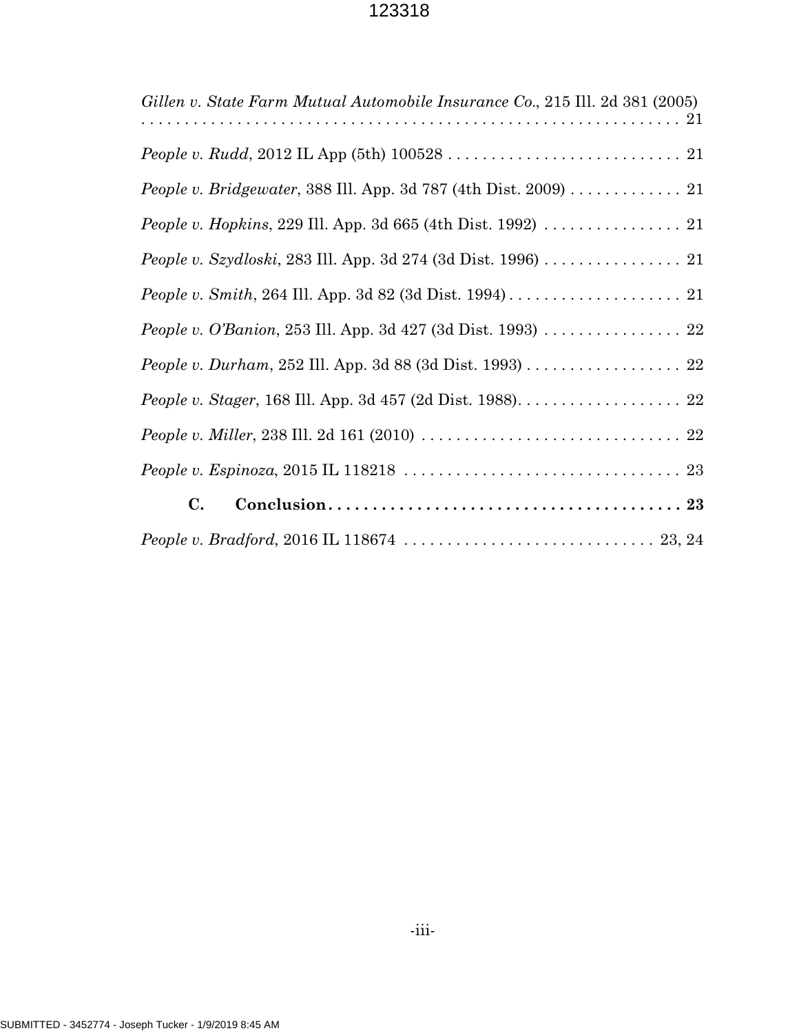*Gillen v. State Farm Mutual Automobile Insurance Co.*, 215 Ill. 2d 381 (2005) . . . . . . . . . . . . . . . . . . . . . . . . . . . . . . . . . . . . . . . . . . . . . . . . . . . . . . . . 21

*People v. Rudd*, 2012 IL App (5th) 100528 . . . . . . . . . . . . . . . . . . . . . . . . . . . 21

*People v. Bridgewater*, 388 Ill. App. 3d 787 (4th Dist. 2009) . . . . . . . . . . . . . 21

*People v. Hopkins*, 229 Ill. App. 3d 665 (4th Dist. 1992) . . . . . . . . . . . . . . . . 21

*People v. Szydloski*, 283 Ill. App. 3d 274 (3d Dist. 1996) . . . . . . . . . . . . . . . . 21

*People v. Smith*, 264 Ill. App. 3d 82 (3d Dist. 1994) . . . . . . . . . . . . . . . . . . . . 21

*People v. O'Banion*, 253 Ill. App. 3d 427 (3d Dist. 1993) . . . . . . . . . . . . . . . . 22

*People v. Durham*, 252 Ill. App. 3d 88 (3d Dist. 1993) . . . . . . . . . . . . . . . . . . 22

*People v. Stager*, 168 Ill. App. 3d 457 (2d Dist. 1988). . . . . . . . . . . . . . . . . . . 22

*People v. Miller*, 238 Ill. 2d 161 (2010) . . . . . . . . . . . . . . . . . . . . . . . . . . . . . . 22

*People v. Espinoza*, 2015 IL 118218 . . . . . . . . . . . . . . . . . . . . . . . . . . . . . . . . 23

**C. Conclusion . . . . . . . . . . . . . . . . . . . . . . . . . . . . . . . . . . . . . . . . 23**

*People v. Bradford*, 2016 IL 118674 . . . . . . . . . . . . . . . . . . . . . . . . . . . . . 23, 24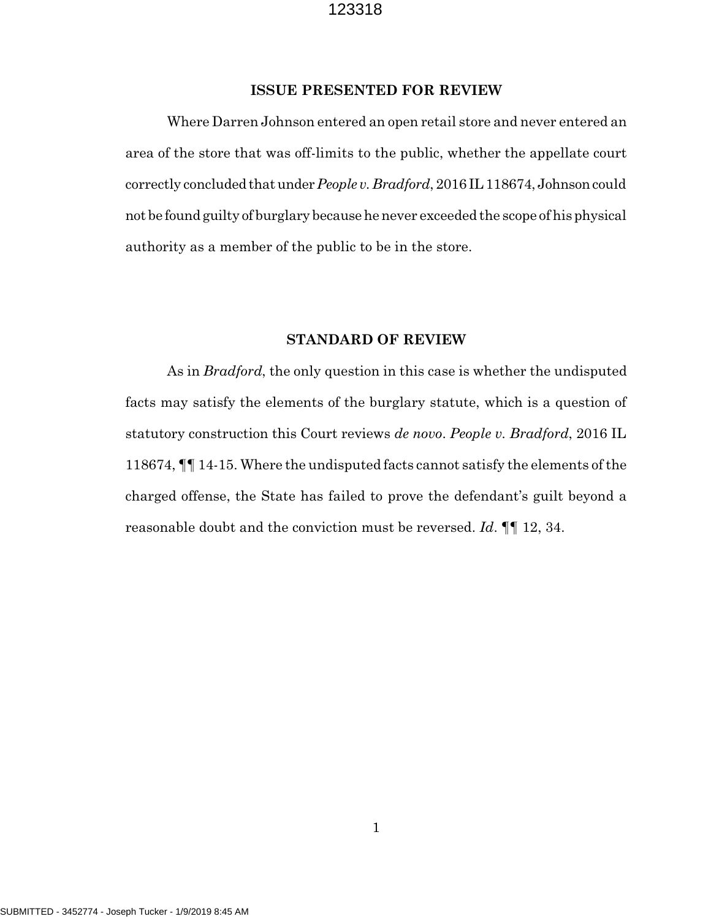## ISSUE PRESENTED FOR REVIEW

Where Darren Johnson entered an open retail store and never entered an area of the store that was off-limits to the public, whether the appellate court correctly concluded that under *People v. Bradford*, 2016 IL 118674, Johnson could not be found guilty of burglary because he never exceeded the scope of his physical authority as a member of the public to be in the store.

## STANDARD OF REVIEW

As in *Bradford*, the only question in this case is whether the undisputed facts may satisfy the elements of the burglary statute, which is a question of statutory construction this Court reviews *de novo*. *People v. Bradford*, 2016 IL 118674, ¶¶ 14-15. Where the undisputed facts cannot satisfy the elements of the charged offense, the State has failed to prove the defendant's guilt beyond a reasonable doubt and the conviction must be reversed. *Id*. ¶¶ 12, 34.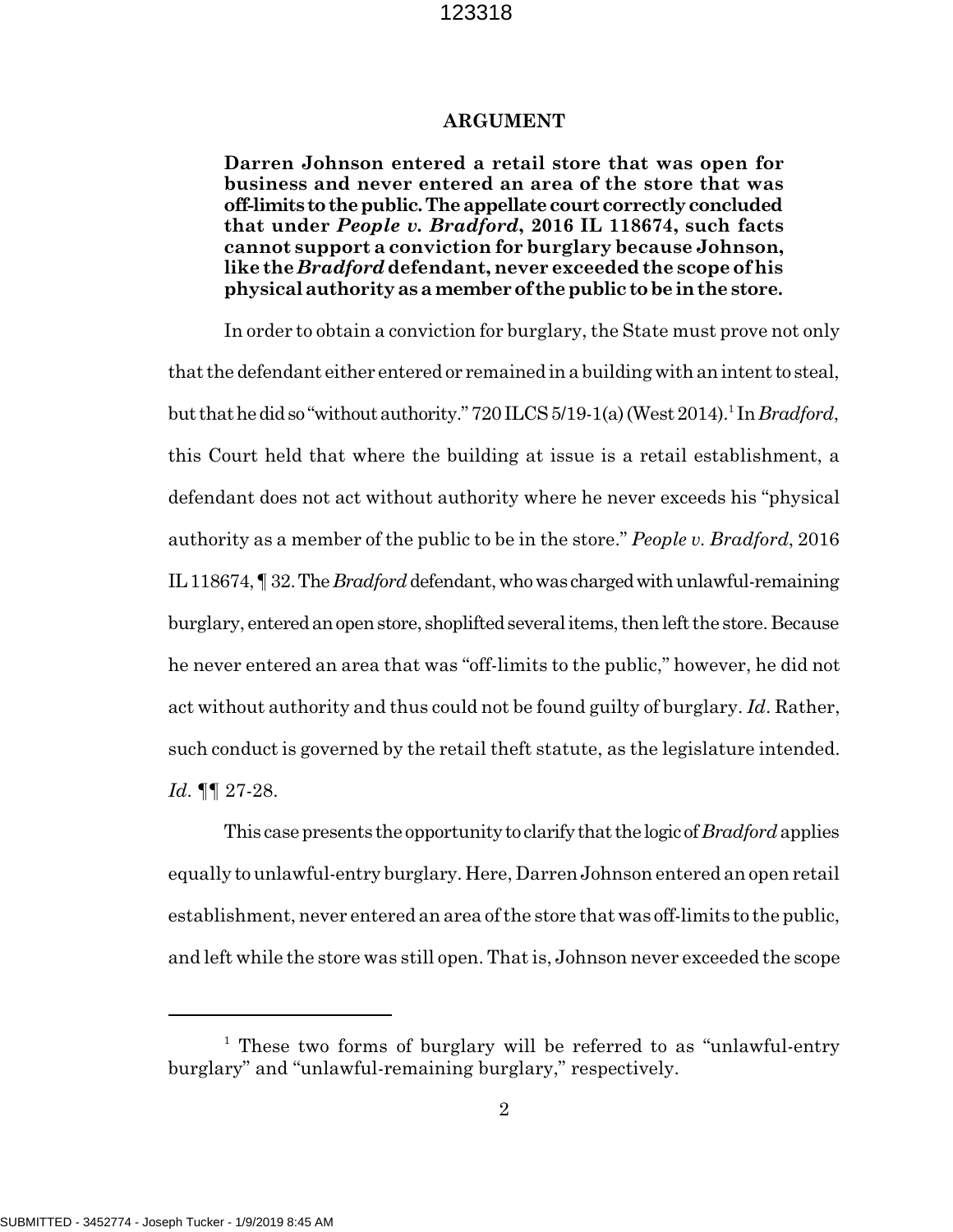## ARGUMENT

**Darren Johnson entered a retail store that was open for business and never entered an area of the store that was off-limits to the public. The appellate court correctly concluded that under *People v. Bradford*, 2016 IL 118674, such facts cannot support a conviction for burglary because Johnson, like the *Bradford* defendant, never exceeded the scope of his physical authority as a member of the public to be in the store.**

In order to obtain a conviction for burglary, the State must prove not only that the defendant either entered or remained in a building with an intent to steal, but that he did so "without authority." 720 ILCS 5/19-1(a) (West 2014).[1] In *Bradford*, this Court held that where the building at issue is a retail establishment, a defendant does not act without authority where he never exceeds his "physical authority as a member of the public to be in the store." *People v. Bradford*, 2016 IL 118674, ¶ 32. The *Bradford* defendant, who was charged with unlawful-remaining burglary, entered an open store, shoplifted several items, then left the store. Because he never entered an area that was "off-limits to the public," however, he did not act without authority and thus could not be found guilty of burglary. *Id*. Rather, such conduct is governed by the retail theft statute, as the legislature intended. *Id*. ¶¶ 27-28.

This case presents the opportunity to clarify that the logic of *Bradford* applies equally to unlawful-entry burglary. Here, Darren Johnson entered an open retail establishment, never entered an area of the store that was off-limits to the public, and left while the store was still open. That is, Johnson never exceeded the scope

[1] These two forms of burglary will be referred to as "unlawful-entry burglary" and "unlawful-remaining burglary," respectively.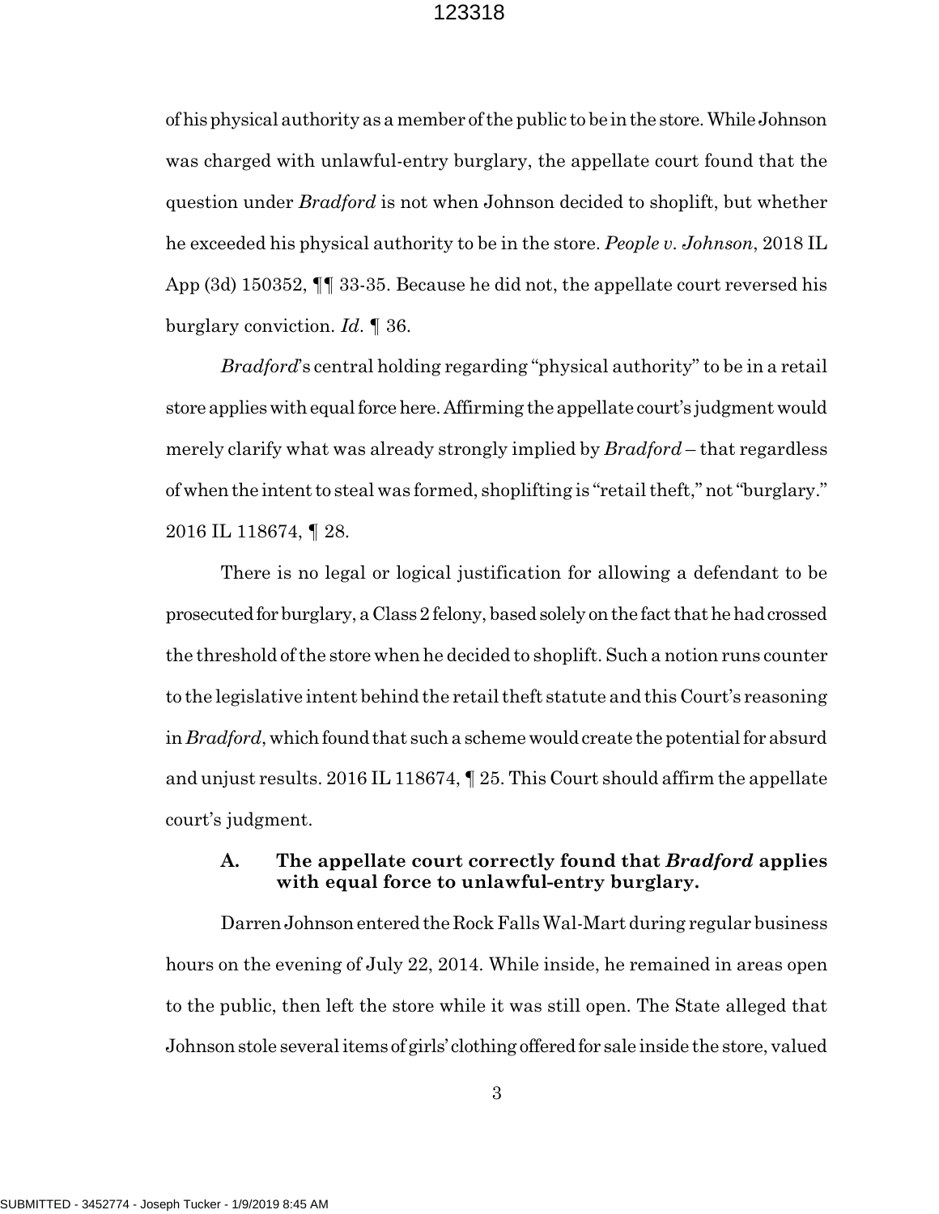of his physical authority as a member of the public to be in the store. While Johnson was charged with unlawful-entry burglary, the appellate court found that the question under *Bradford* is not when Johnson decided to shoplift, but whether he exceeded his physical authority to be in the store. *People v. Johnson*, 2018 IL App (3d) 150352, ¶¶ 33-35. Because he did not, the appellate court reversed his burglary conviction. *Id.* ¶ 36.

*Bradford*'s central holding regarding "physical authority" to be in a retail store applies with equal force here. Affirming the appellate court's judgment would merely clarify what was already strongly implied by *Bradford* – that regardless of when the intent to steal was formed, shoplifting is "retail theft," not "burglary." 2016 IL 118674, ¶ 28.

There is no legal or logical justification for allowing a defendant to be prosecuted for burglary, a Class 2 felony, based solely on the fact that he had crossed the threshold of the store when he decided to shoplift. Such a notion runs counter to the legislative intent behind the retail theft statute and this Court's reasoning in *Bradford*, which found that such a scheme would create the potential for absurd and unjust results. 2016 IL 118674, ¶ 25. This Court should affirm the appellate court's judgment.

### A. The appellate court correctly found that *Bradford* applies with equal force to unlawful-entry burglary.

Darren Johnson entered the Rock Falls Wal-Mart during regular business hours on the evening of July 22, 2014. While inside, he remained in areas open to the public, then left the store while it was still open. The State alleged that Johnson stole several items of girls' clothing offered for sale inside the store, valued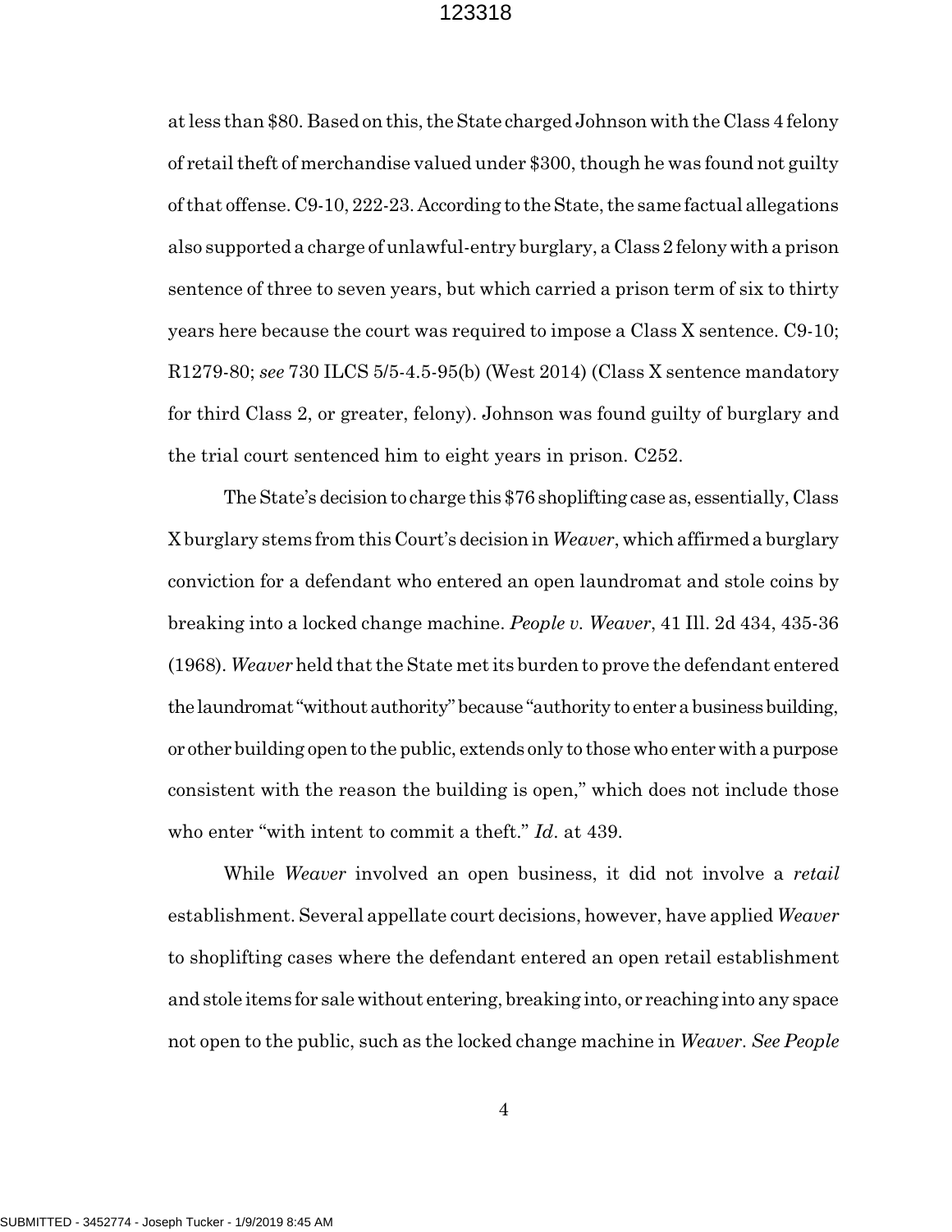at less than $80. Based on this, the State charged Johnson with the Class 4 felony of retail theft of merchandise valued under $300, though he was found not guilty of that offense. C9-10, 222-23. According to the State, the same factual allegations also supported a charge of unlawful-entry burglary, a Class 2 felony with a prison sentence of three to seven years, but which carried a prison term of six to thirty years here because the court was required to impose a Class X sentence. C9-10; R1279-80; *see* 730 ILCS 5/5-4.5-95(b) (West 2014) (Class X sentence mandatory for third Class 2, or greater, felony). Johnson was found guilty of burglary and the trial court sentenced him to eight years in prison. C252.

The State's decision to charge this $76 shoplifting case as, essentially, Class X burglary stems from this Court's decision in *Weaver*, which affirmed a burglary conviction for a defendant who entered an open laundromat and stole coins by breaking into a locked change machine. *People v. Weaver*, 41 Ill. 2d 434, 435-36 (1968). *Weaver* held that the State met its burden to prove the defendant entered the laundromat "without authority" because "authority to enter a business building, or other building open to the public, extends only to those who enter with a purpose consistent with the reason the building is open," which does not include those who enter "with intent to commit a theft." *Id.* at 439.

While *Weaver* involved an open business, it did not involve a *retail* establishment. Several appellate court decisions, however, have applied *Weaver* to shoplifting cases where the defendant entered an open retail establishment and stole items for sale without entering, breaking into, or reaching into any space not open to the public, such as the locked change machine in *Weaver*. *See People*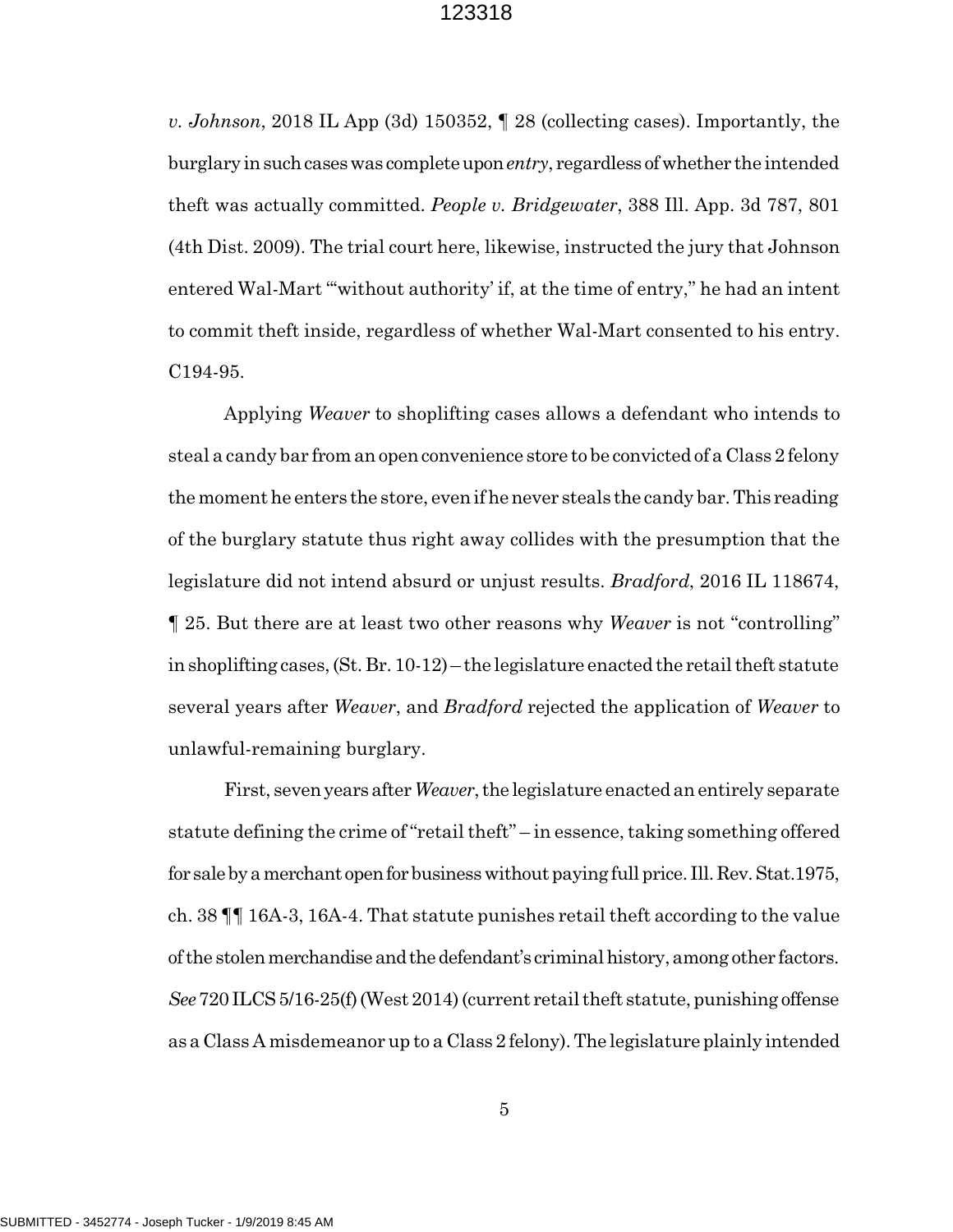*v. Johnson*, 2018 IL App (3d) 150352, ¶ 28 (collecting cases). Importantly, the burglary in such cases was complete upon *entry*, regardless of whether the intended theft was actually committed. *People v. Bridgewater*, 388 Ill. App. 3d 787, 801 (4th Dist. 2009). The trial court here, likewise, instructed the jury that Johnson entered Wal-Mart "'without authority' if, at the time of entry," he had an intent to commit theft inside, regardless of whether Wal-Mart consented to his entry. C194-95.

Applying *Weaver* to shoplifting cases allows a defendant who intends to steal a candy bar from an open convenience store to be convicted of a Class 2 felony the moment he enters the store, even if he never steals the candy bar. This reading of the burglary statute thus right away collides with the presumption that the legislature did not intend absurd or unjust results. *Bradford*, 2016 IL 118674, ¶ 25. But there are at least two other reasons why *Weaver* is not "controlling" in shoplifting cases, (St. Br. 10-12) – the legislature enacted the retail theft statute several years after *Weaver*, and *Bradford* rejected the application of *Weaver* to unlawful-remaining burglary.

First, seven years after *Weaver*, the legislature enacted an entirely separate statute defining the crime of "retail theft" – in essence, taking something offered for sale by a merchant open for business without paying full price. Ill. Rev. Stat.1975, ch. 38 ¶¶ 16A-3, 16A-4. That statute punishes retail theft according to the value of the stolen merchandise and the defendant's criminal history, among other factors. *See* 720 ILCS 5/16-25(f) (West 2014) (current retail theft statute, punishing offense as a Class A misdemeanor up to a Class 2 felony). The legislature plainly intended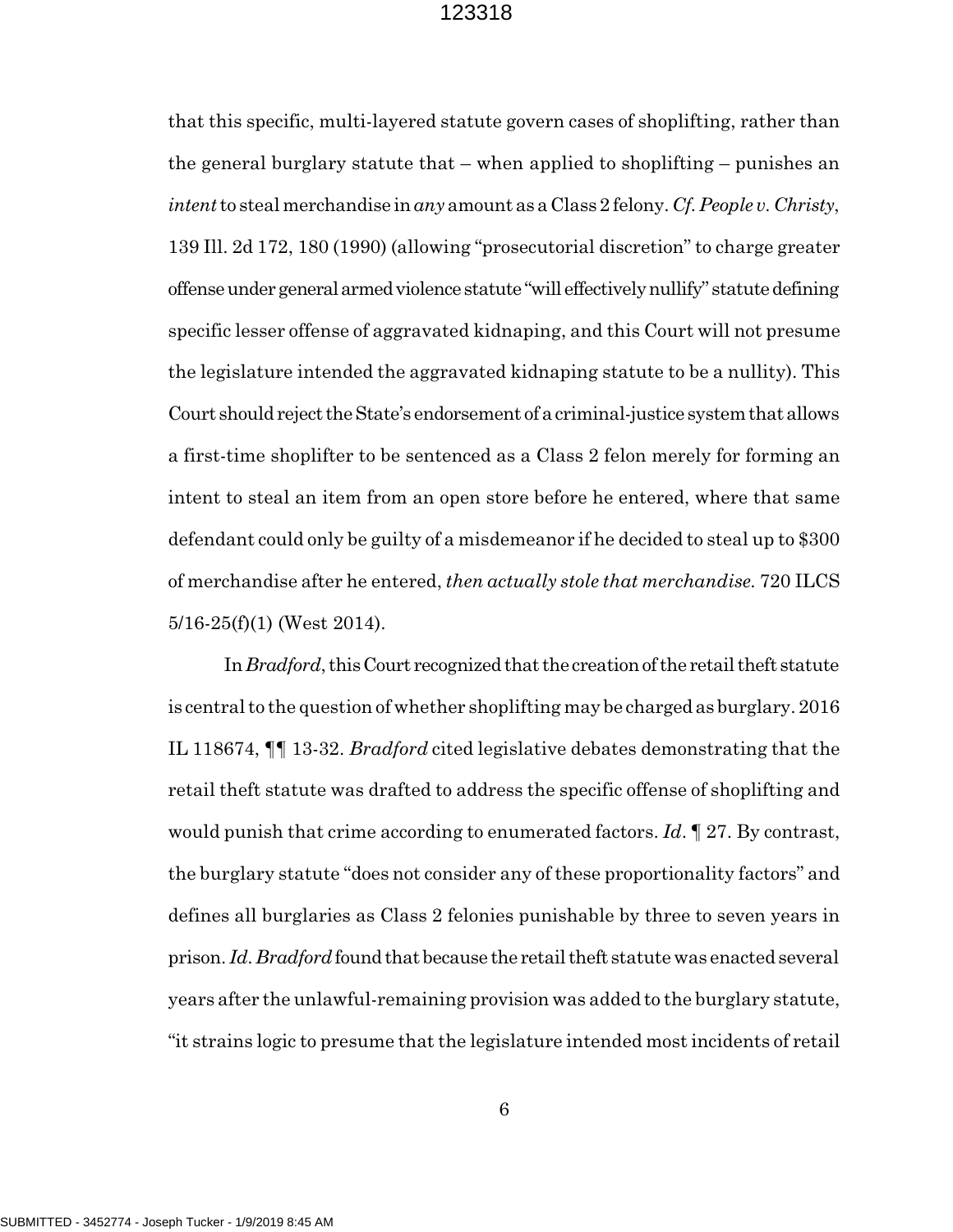that this specific, multi-layered statute govern cases of shoplifting, rather than the general burglary statute that – when applied to shoplifting – punishes an *intent* to steal merchandise in *any* amount as a Class 2 felony. *Cf. People v. Christy*, 139 Ill. 2d 172, 180 (1990) (allowing "prosecutorial discretion" to charge greater offense under general armed violence statute "will effectively nullify" statute defining specific lesser offense of aggravated kidnaping, and this Court will not presume the legislature intended the aggravated kidnaping statute to be a nullity). This Court should reject the State's endorsement of a criminal-justice system that allows a first-time shoplifter to be sentenced as a Class 2 felon merely for forming an intent to steal an item from an open store before he entered, where that same defendant could only be guilty of a misdemeanor if he decided to steal up to $300 of merchandise after he entered, *then actually stole that merchandise.* 720 ILCS 5/16-25(f)(1) (West 2014).

In *Bradford*, this Court recognized that the creation of the retail theft statute is central to the question of whether shoplifting may be charged as burglary. 2016 IL 118674, ¶¶ 13-32. *Bradford* cited legislative debates demonstrating that the retail theft statute was drafted to address the specific offense of shoplifting and would punish that crime according to enumerated factors. *Id*. ¶ 27. By contrast, the burglary statute "does not consider any of these proportionality factors" and defines all burglaries as Class 2 felonies punishable by three to seven years in prison. *Id*. *Bradford* found that because the retail theft statute was enacted several years after the unlawful-remaining provision was added to the burglary statute, "it strains logic to presume that the legislature intended most incidents of retail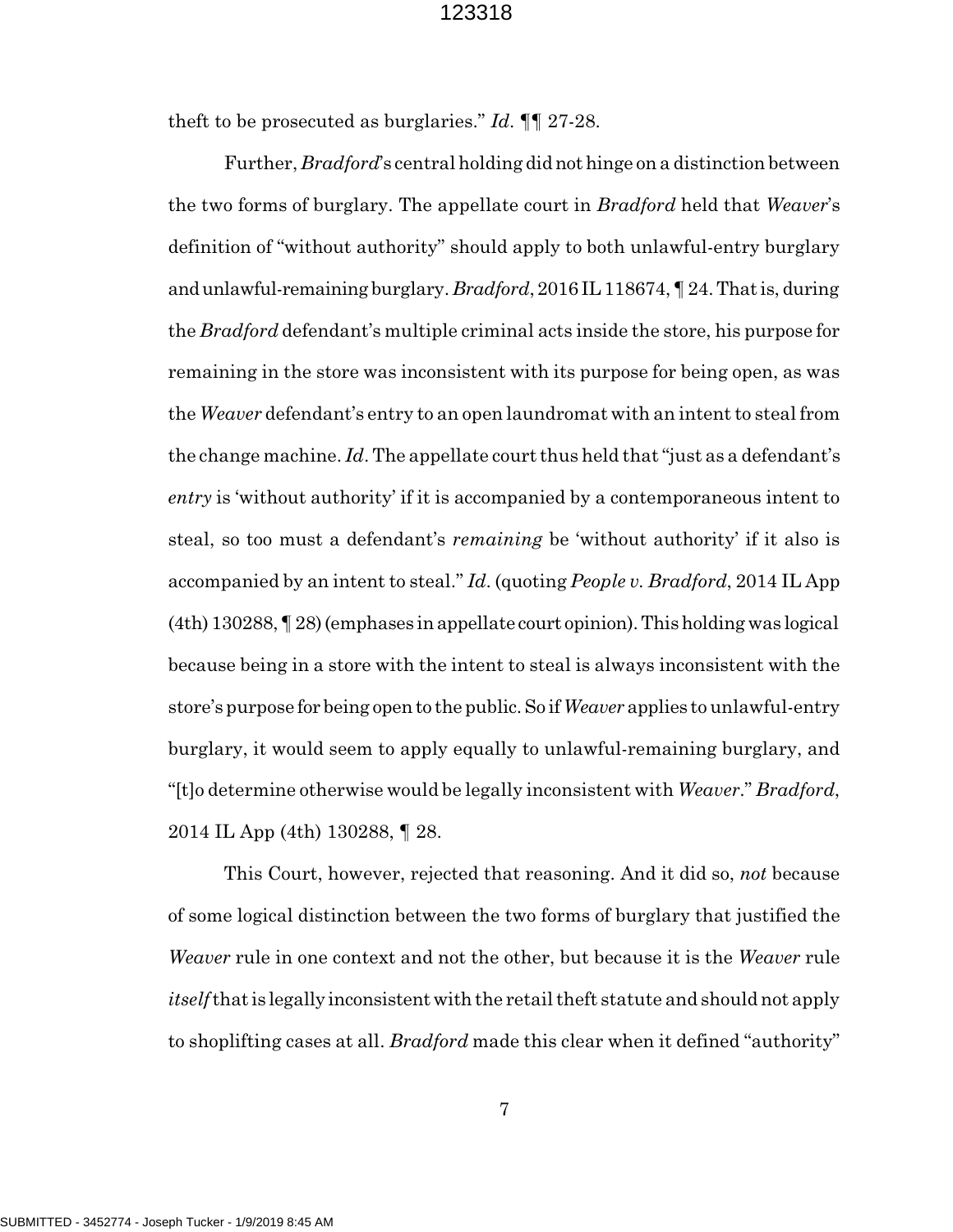theft to be prosecuted as burglaries." *Id.* ¶¶ 27-28.

Further, *Bradford*'s central holding did not hinge on a distinction between the two forms of burglary. The appellate court in *Bradford* held that *Weaver*'s definition of "without authority" should apply to both unlawful-entry burglary and unlawful-remaining burglary. *Bradford*, 2016 IL 118674, ¶ 24. That is, during the *Bradford* defendant's multiple criminal acts inside the store, his purpose for remaining in the store was inconsistent with its purpose for being open, as was the *Weaver* defendant's entry to an open laundromat with an intent to steal from the change machine. *Id.* The appellate court thus held that "just as a defendant's *entry* is 'without authority' if it is accompanied by a contemporaneous intent to steal, so too must a defendant's *remaining* be 'without authority' if it also is accompanied by an intent to steal." *Id.* (quoting *People v. Bradford*, 2014 IL App (4th) 130288, ¶ 28) (emphases in appellate court opinion). This holding was logical because being in a store with the intent to steal is always inconsistent with the store's purpose for being open to the public. So if *Weaver* applies to unlawful-entry burglary, it would seem to apply equally to unlawful-remaining burglary, and "[t]o determine otherwise would be legally inconsistent with *Weaver*." *Bradford*, 2014 IL App (4th) 130288, ¶ 28.

This Court, however, rejected that reasoning. And it did so, *not* because of some logical distinction between the two forms of burglary that justified the *Weaver* rule in one context and not the other, but because it is the *Weaver* rule *itself* that is legally inconsistent with the retail theft statute and should not apply to shoplifting cases at all. *Bradford* made this clear when it defined "authority"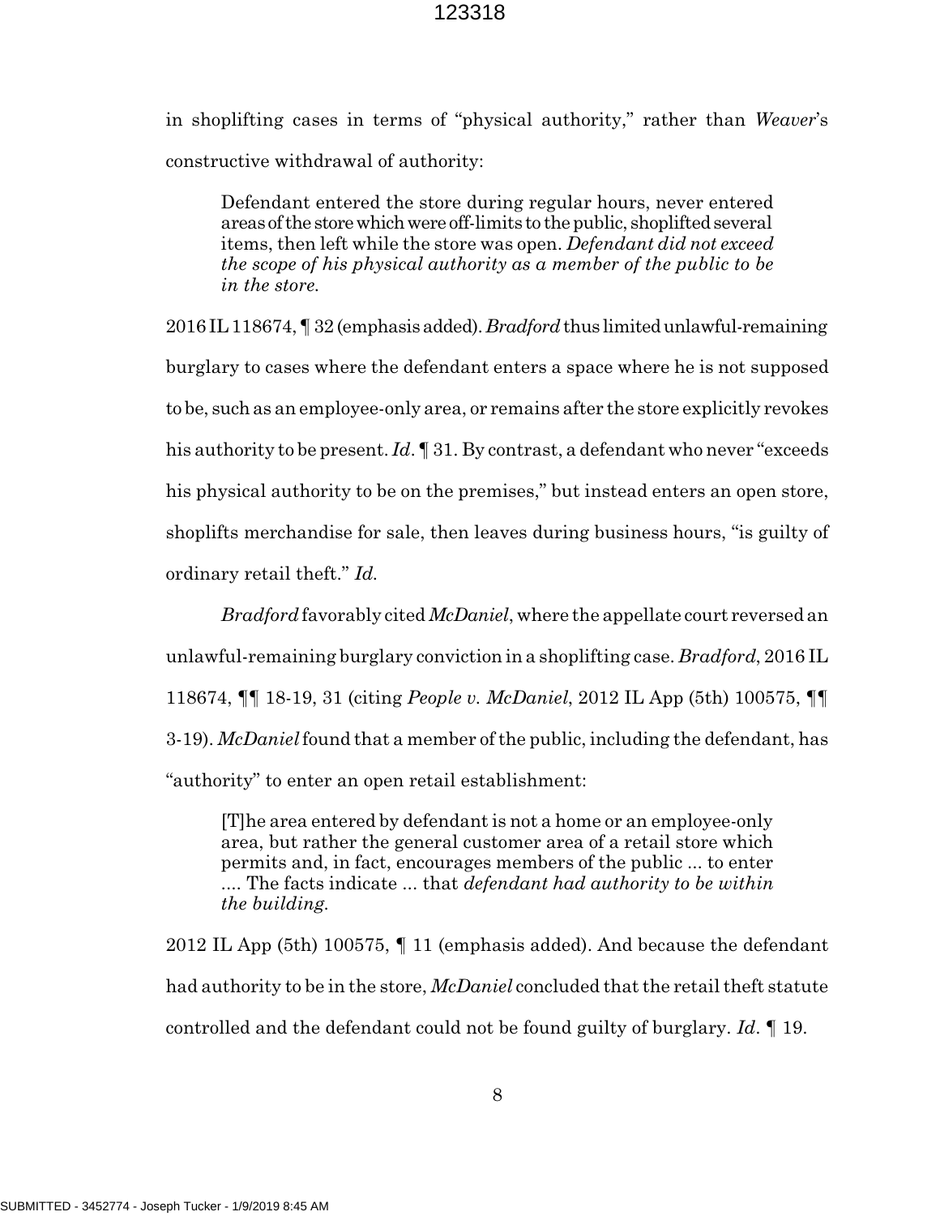in shoplifting cases in terms of "physical authority," rather than *Weaver*'s constructive withdrawal of authority:

> Defendant entered the store during regular hours, never entered areas of the store which were off-limits to the public, shoplifted several items, then left while the store was open. *Defendant did not exceed the scope of his physical authority as a member of the public to be in the store.*

2016 IL 118674, ¶ 32 (emphasis added). *Bradford* thus limited unlawful-remaining burglary to cases where the defendant enters a space where he is not supposed to be, such as an employee-only area, or remains after the store explicitly revokes his authority to be present. *Id*. ¶ 31. By contrast, a defendant who never "exceeds his physical authority to be on the premises," but instead enters an open store, shoplifts merchandise for sale, then leaves during business hours, "is guilty of ordinary retail theft." *Id.*

*Bradford* favorably cited *McDaniel*, where the appellate court reversed an unlawful-remaining burglary conviction in a shoplifting case. *Bradford*, 2016 IL 118674, ¶¶ 18-19, 31 (citing *People v. McDaniel*, 2012 IL App (5th) 100575, ¶¶ 3-19). *McDaniel* found that a member of the public, including the defendant, has "authority" to enter an open retail establishment:

> [T]he area entered by defendant is not a home or an employee-only area, but rather the general customer area of a retail store which permits and, in fact, encourages members of the public ... to enter .... The facts indicate ... that *defendant had authority to be within the building.*

2012 IL App (5th) 100575, ¶ 11 (emphasis added). And because the defendant had authority to be in the store, *McDaniel* concluded that the retail theft statute controlled and the defendant could not be found guilty of burglary. *Id*. ¶ 19.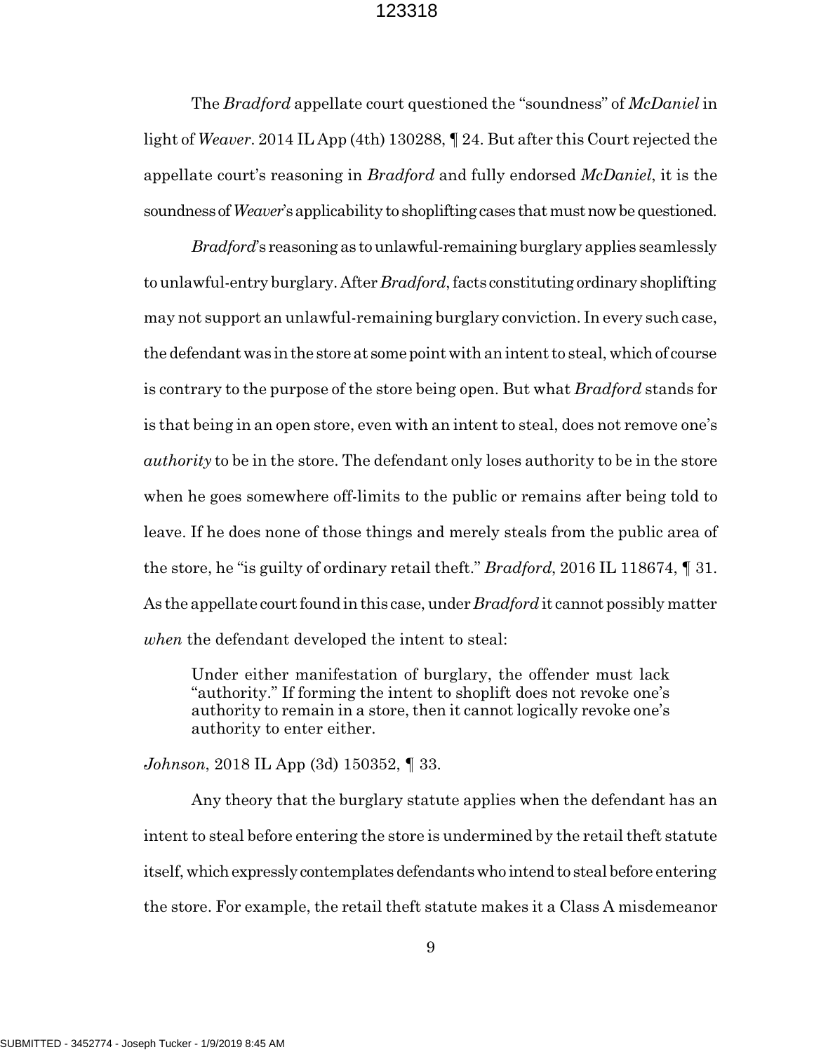The *Bradford* appellate court questioned the "soundness" of *McDaniel* in light of *Weaver*. 2014 IL App (4th) 130288, ¶ 24. But after this Court rejected the appellate court's reasoning in *Bradford* and fully endorsed *McDaniel*, it is the soundness of *Weaver*'s applicability to shoplifting cases that must now be questioned.

*Bradford*'s reasoning as to unlawful-remaining burglary applies seamlessly to unlawful-entry burglary. After *Bradford*, facts constituting ordinary shoplifting may not support an unlawful-remaining burglary conviction. In every such case, the defendant was in the store at some point with an intent to steal, which of course is contrary to the purpose of the store being open. But what *Bradford* stands for is that being in an open store, even with an intent to steal, does not remove one's *authority* to be in the store. The defendant only loses authority to be in the store when he goes somewhere off-limits to the public or remains after being told to leave. If he does none of those things and merely steals from the public area of the store, he "is guilty of ordinary retail theft." *Bradford*, 2016 IL 118674, ¶ 31. As the appellate court found in this case, under *Bradford* it cannot possibly matter *when* the defendant developed the intent to steal:

> Under either manifestation of burglary, the offender must lack "authority." If forming the intent to shoplift does not revoke one's authority to remain in a store, then it cannot logically revoke one's authority to enter either.

*Johnson*, 2018 IL App (3d) 150352, ¶ 33.

Any theory that the burglary statute applies when the defendant has an intent to steal before entering the store is undermined by the retail theft statute itself, which expressly contemplates defendants who intend to steal before entering the store. For example, the retail theft statute makes it a Class A misdemeanor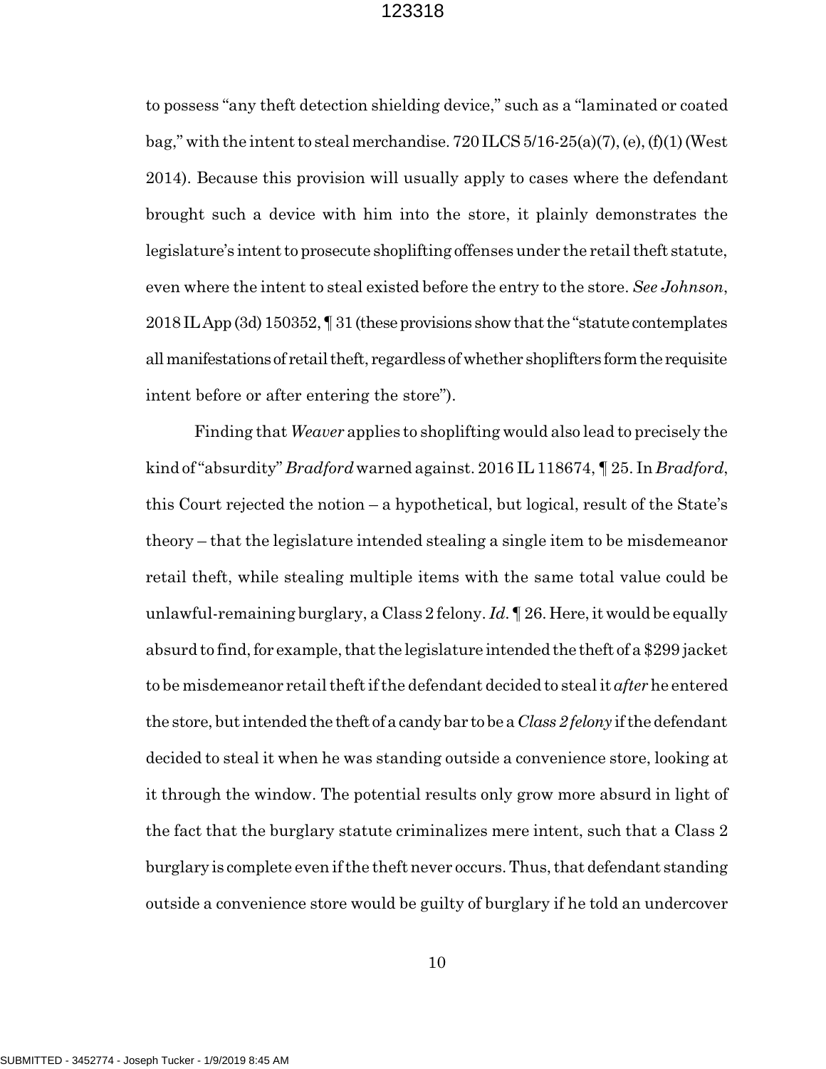to possess "any theft detection shielding device," such as a "laminated or coated bag," with the intent to steal merchandise. 720 ILCS 5/16-25(a)(7), (e), (f)(1) (West 2014). Because this provision will usually apply to cases where the defendant brought such a device with him into the store, it plainly demonstrates the legislature's intent to prosecute shoplifting offenses under the retail theft statute, even where the intent to steal existed before the entry to the store. *See Johnson*, 2018 IL App (3d) 150352, ¶ 31 (these provisions show that the "statute contemplates all manifestations of retail theft, regardless of whether shoplifters form the requisite intent before or after entering the store").

Finding that *Weaver* applies to shoplifting would also lead to precisely the kind of "absurdity" *Bradford* warned against. 2016 IL 118674, ¶ 25. In *Bradford*, this Court rejected the notion – a hypothetical, but logical, result of the State's theory – that the legislature intended stealing a single item to be misdemeanor retail theft, while stealing multiple items with the same total value could be unlawful-remaining burglary, a Class 2 felony. *Id.* ¶ 26. Here, it would be equally absurd to find, for example, that the legislature intended the theft of a $299 jacket to be misdemeanor retail theft if the defendant decided to steal it *after* he entered the store, but intended the theft of a candy bar to be a *Class 2 felony* if the defendant decided to steal it when he was standing outside a convenience store, looking at it through the window. The potential results only grow more absurd in light of the fact that the burglary statute criminalizes mere intent, such that a Class 2 burglary is complete even if the theft never occurs. Thus, that defendant standing outside a convenience store would be guilty of burglary if he told an undercover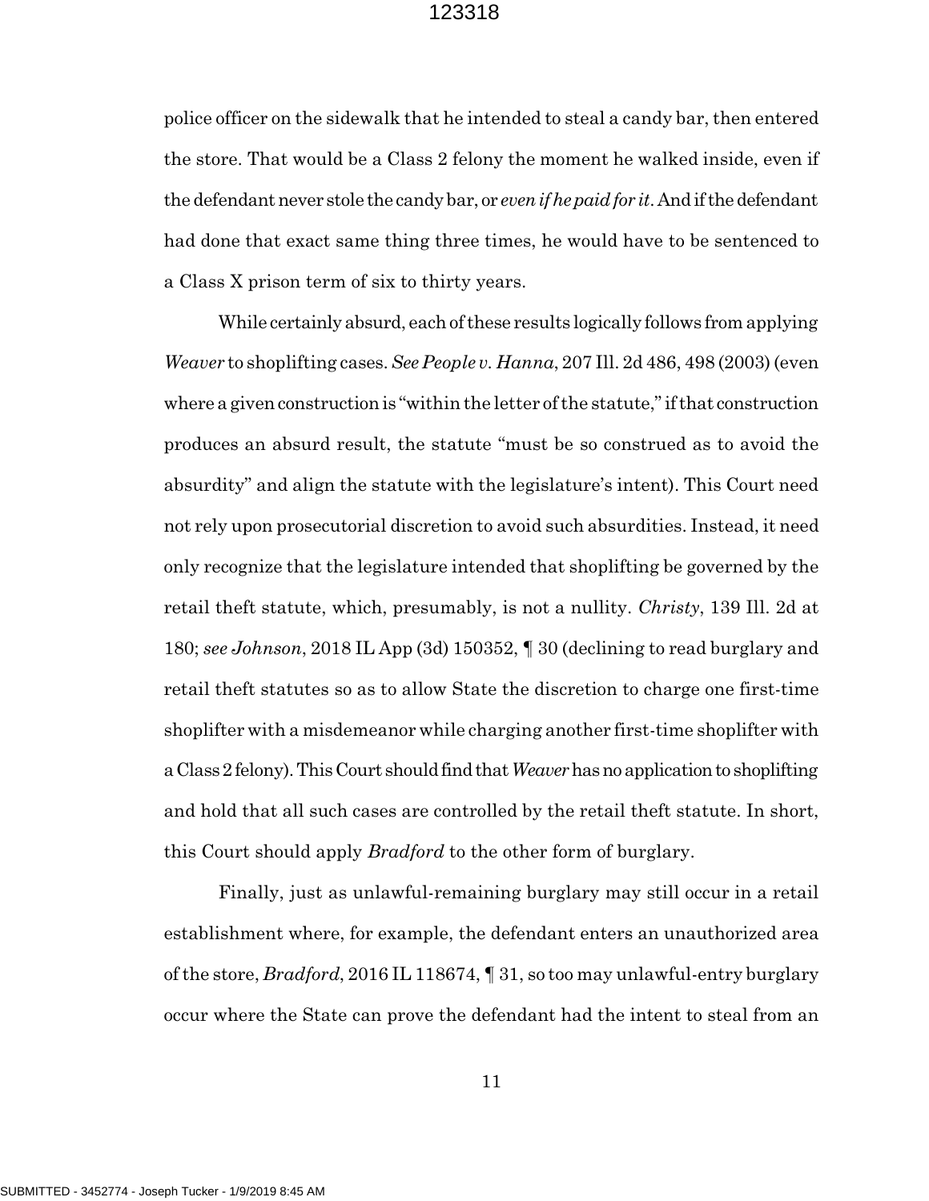police officer on the sidewalk that he intended to steal a candy bar, then entered the store. That would be a Class 2 felony the moment he walked inside, even if the defendant never stole the candy bar, or *even if he paid for it*. And if the defendant had done that exact same thing three times, he would have to be sentenced to a Class X prison term of six to thirty years.

While certainly absurd, each of these results logically follows from applying *Weaver* to shoplifting cases. *See People v. Hanna*, 207 Ill. 2d 486, 498 (2003) (even where a given construction is "within the letter of the statute," if that construction produces an absurd result, the statute "must be so construed as to avoid the absurdity" and align the statute with the legislature's intent). This Court need not rely upon prosecutorial discretion to avoid such absurdities. Instead, it need only recognize that the legislature intended that shoplifting be governed by the retail theft statute, which, presumably, is not a nullity. *Christy*, 139 Ill. 2d at 180; *see Johnson*, 2018 IL App (3d) 150352, ¶ 30 (declining to read burglary and retail theft statutes so as to allow State the discretion to charge one first-time shoplifter with a misdemeanor while charging another first-time shoplifter with a Class 2 felony). This Court should find that *Weaver* has no application to shoplifting and hold that all such cases are controlled by the retail theft statute. In short, this Court should apply *Bradford* to the other form of burglary.

Finally, just as unlawful-remaining burglary may still occur in a retail establishment where, for example, the defendant enters an unauthorized area of the store, *Bradford*, 2016 IL 118674, ¶ 31, so too may unlawful-entry burglary occur where the State can prove the defendant had the intent to steal from an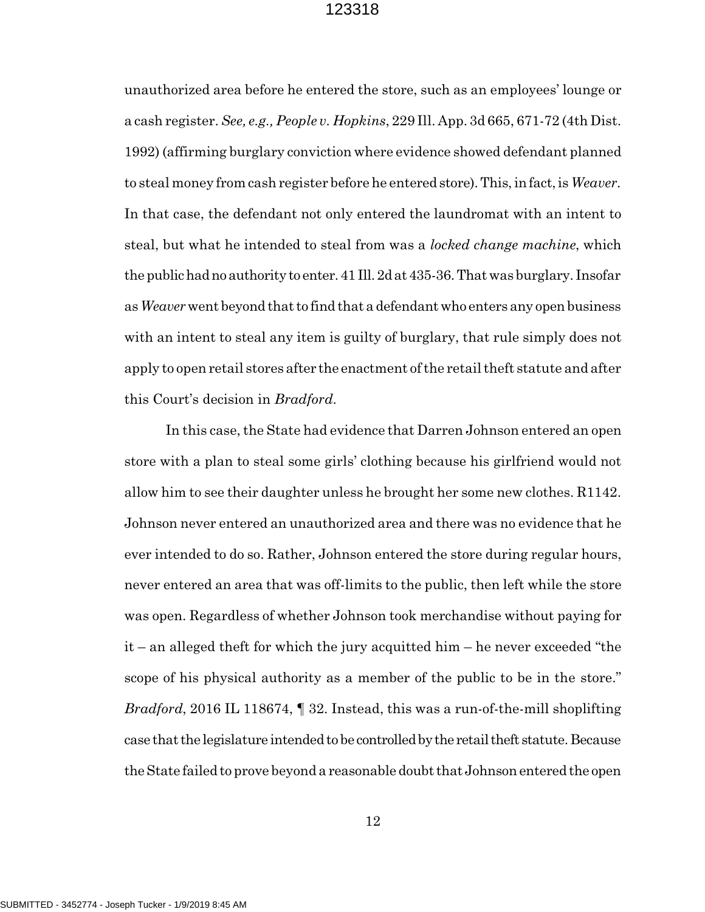unauthorized area before he entered the store, such as an employees' lounge or a cash register. *See, e.g., People v. Hopkins*, 229 Ill. App. 3d 665, 671-72 (4th Dist. 1992) (affirming burglary conviction where evidence showed defendant planned to steal money from cash register before he entered store). This, in fact, is *Weaver*. In that case, the defendant not only entered the laundromat with an intent to steal, but what he intended to steal from was a *locked change machine*, which the public had no authority to enter. 41 Ill. 2d at 435-36. That was burglary. Insofar as *Weaver* went beyond that to find that a defendant who enters any open business with an intent to steal any item is guilty of burglary, that rule simply does not apply to open retail stores after the enactment of the retail theft statute and after this Court's decision in *Bradford*.

In this case, the State had evidence that Darren Johnson entered an open store with a plan to steal some girls' clothing because his girlfriend would not allow him to see their daughter unless he brought her some new clothes. R1142. Johnson never entered an unauthorized area and there was no evidence that he ever intended to do so. Rather, Johnson entered the store during regular hours, never entered an area that was off-limits to the public, then left while the store was open. Regardless of whether Johnson took merchandise without paying for it – an alleged theft for which the jury acquitted him – he never exceeded "the scope of his physical authority as a member of the public to be in the store." *Bradford*, 2016 IL 118674, ¶ 32. Instead, this was a run-of-the-mill shoplifting case that the legislature intended to be controlled by the retail theft statute. Because the State failed to prove beyond a reasonable doubt that Johnson entered the open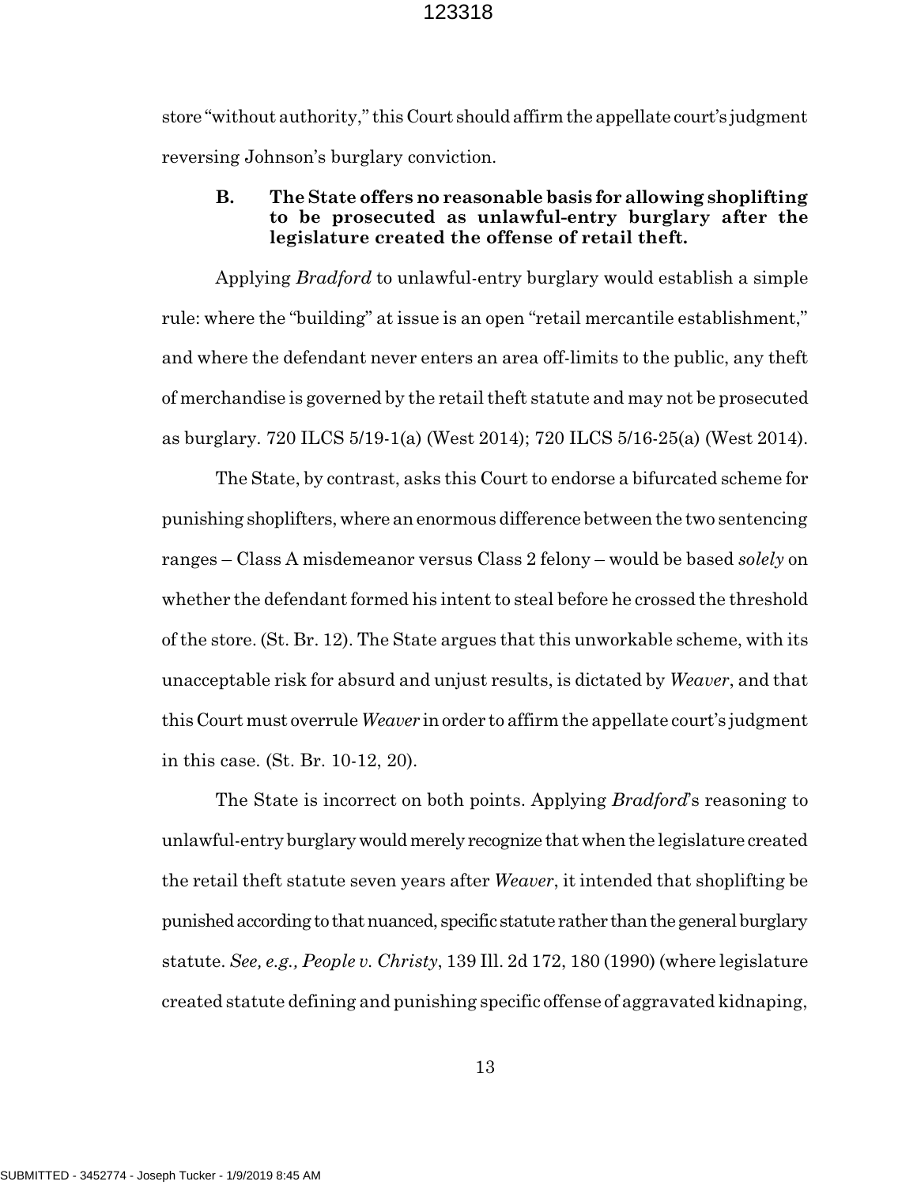store "without authority," this Court should affirm the appellate court's judgment reversing Johnson's burglary conviction.

### B. The State offers no reasonable basis for allowing shoplifting to be prosecuted as unlawful-entry burglary after the legislature created the offense of retail theft.

Applying *Bradford* to unlawful-entry burglary would establish a simple rule: where the "building" at issue is an open "retail mercantile establishment," and where the defendant never enters an area off-limits to the public, any theft of merchandise is governed by the retail theft statute and may not be prosecuted as burglary. 720 ILCS 5/19-1(a) (West 2014); 720 ILCS 5/16-25(a) (West 2014).

The State, by contrast, asks this Court to endorse a bifurcated scheme for punishing shoplifters, where an enormous difference between the two sentencing ranges – Class A misdemeanor versus Class 2 felony – would be based *solely* on whether the defendant formed his intent to steal before he crossed the threshold of the store. (St. Br. 12). The State argues that this unworkable scheme, with its unacceptable risk for absurd and unjust results, is dictated by *Weaver*, and that this Court must overrule *Weaver* in order to affirm the appellate court's judgment in this case. (St. Br. 10-12, 20).

The State is incorrect on both points. Applying *Bradford*'s reasoning to unlawful-entry burglary would merely recognize that when the legislature created the retail theft statute seven years after *Weaver*, it intended that shoplifting be punished according to that nuanced, specific statute rather than the general burglary statute. *See, e.g., People v. Christy*, 139 Ill. 2d 172, 180 (1990) (where legislature created statute defining and punishing specific offense of aggravated kidnaping,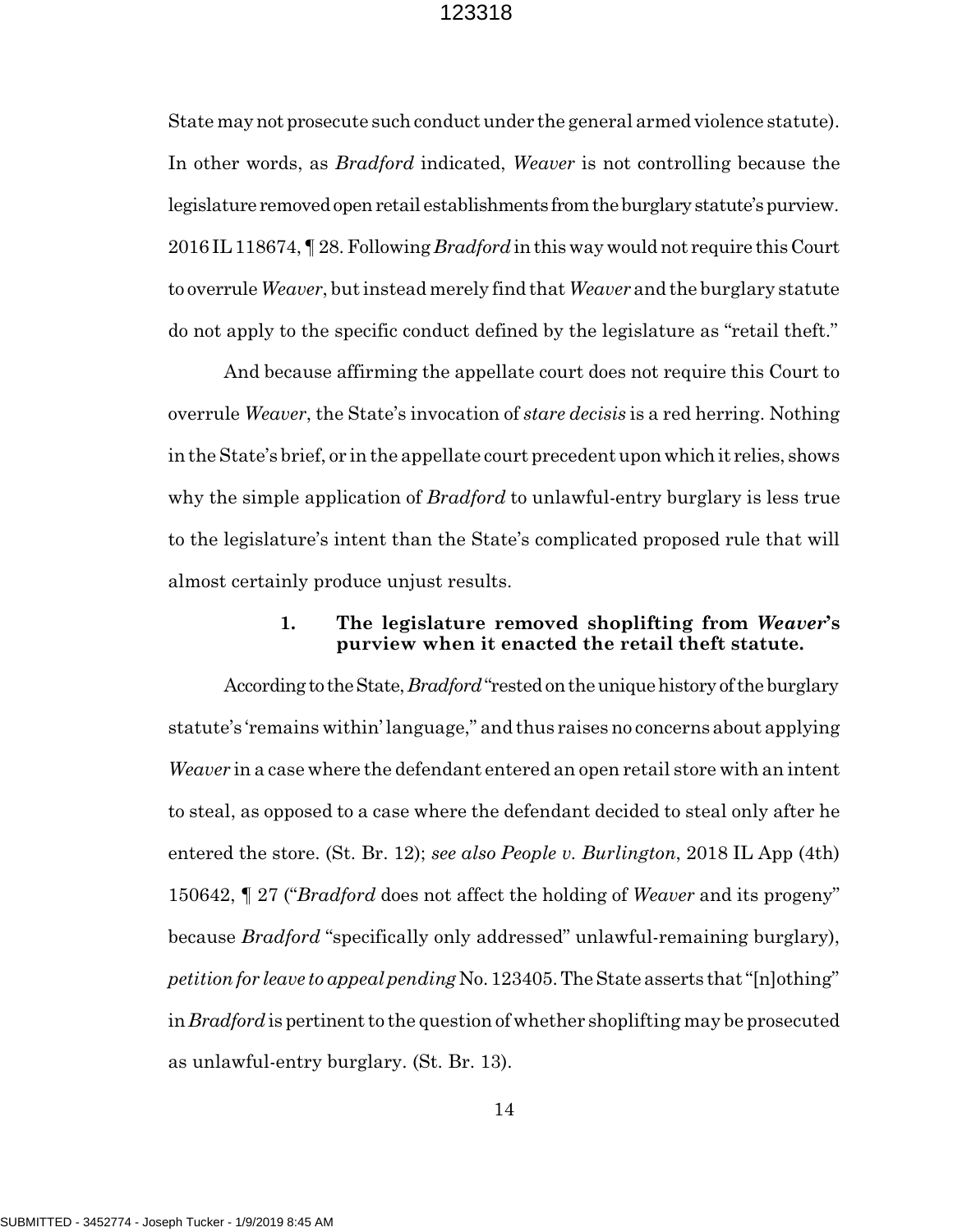State may not prosecute such conduct under the general armed violence statute). In other words, as *Bradford* indicated, *Weaver* is not controlling because the legislature removed open retail establishments from the burglary statute's purview. 2016 IL 118674, ¶ 28. Following *Bradford* in this way would not require this Court to overrule *Weaver*, but instead merely find that *Weaver* and the burglary statute do not apply to the specific conduct defined by the legislature as "retail theft."

And because affirming the appellate court does not require this Court to overrule *Weaver*, the State's invocation of *stare decisis* is a red herring. Nothing in the State's brief, or in the appellate court precedent upon which it relies, shows why the simple application of *Bradford* to unlawful-entry burglary is less true to the legislature's intent than the State's complicated proposed rule that will almost certainly produce unjust results.

**1. The legislature removed shoplifting from *Weaver*'s purview when it enacted the retail theft statute.**

According to the State, *Bradford* "rested on the unique history of the burglary statute's 'remains within' language," and thus raises no concerns about applying *Weaver* in a case where the defendant entered an open retail store with an intent to steal, as opposed to a case where the defendant decided to steal only after he entered the store. (St. Br. 12); *see also People v. Burlington*, 2018 IL App (4th) 150642, ¶ 27 ("*Bradford* does not affect the holding of *Weaver* and its progeny" because *Bradford* "specifically only addressed" unlawful-remaining burglary), *petition for leave to appeal pending* No. 123405. The State asserts that "[n]othing" in *Bradford* is pertinent to the question of whether shoplifting may be prosecuted as unlawful-entry burglary. (St. Br. 13).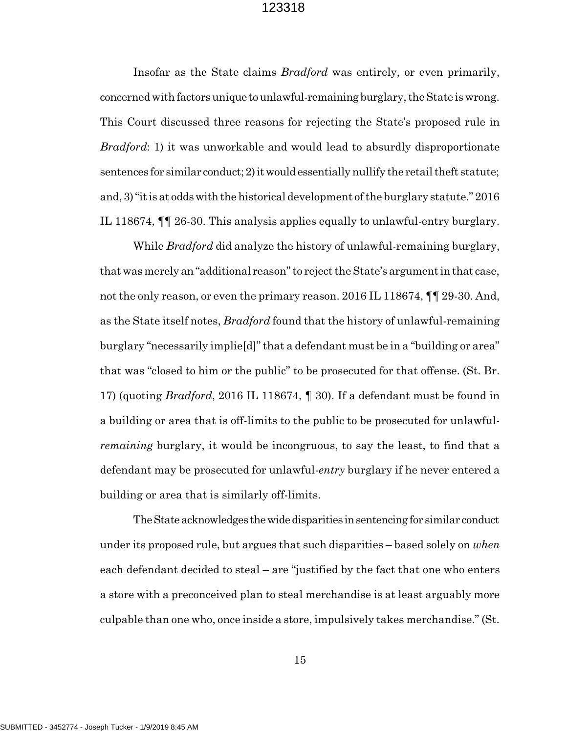Insofar as the State claims *Bradford* was entirely, or even primarily, concerned with factors unique to unlawful-remaining burglary, the State is wrong. This Court discussed three reasons for rejecting the State's proposed rule in *Bradford*: 1) it was unworkable and would lead to absurdly disproportionate sentences for similar conduct; 2) it would essentially nullify the retail theft statute; and, 3) "it is at odds with the historical development of the burglary statute." 2016 IL 118674, ¶¶ 26-30. This analysis applies equally to unlawful-entry burglary.

While *Bradford* did analyze the history of unlawful-remaining burglary, that was merely an "additional reason" to reject the State's argument in that case, not the only reason, or even the primary reason. 2016 IL 118674, ¶¶ 29-30. And, as the State itself notes, *Bradford* found that the history of unlawful-remaining burglary "necessarily implie[d]" that a defendant must be in a "building or area" that was "closed to him or the public" to be prosecuted for that offense. (St. Br. 17) (quoting *Bradford*, 2016 IL 118674, ¶ 30). If a defendant must be found in a building or area that is off-limits to the public to be prosecuted for unlawful-*remaining* burglary, it would be incongruous, to say the least, to find that a defendant may be prosecuted for unlawful-*entry* burglary if he never entered a building or area that is similarly off-limits.

The State acknowledges the wide disparities in sentencing for similar conduct under its proposed rule, but argues that such disparities – based solely on *when* each defendant decided to steal – are "justified by the fact that one who enters a store with a preconceived plan to steal merchandise is at least arguably more culpable than one who, once inside a store, impulsively takes merchandise." (St.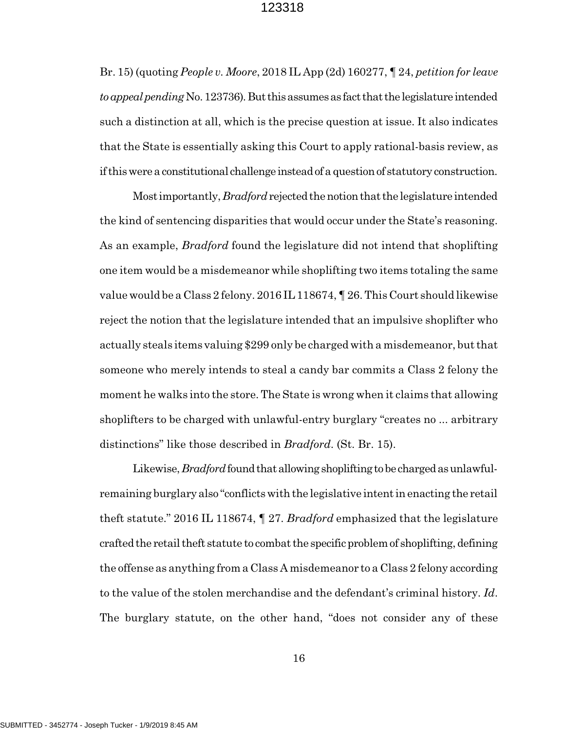Br. 15) (quoting *People v. Moore*, 2018 IL App (2d) 160277, ¶ 24, *petition for leave to appeal pending* No. 123736). But this assumes as fact that the legislature intended such a distinction at all, which is the precise question at issue. It also indicates that the State is essentially asking this Court to apply rational-basis review, as if this were a constitutional challenge instead of a question of statutory construction.

Most importantly, *Bradford* rejected the notion that the legislature intended the kind of sentencing disparities that would occur under the State's reasoning. As an example, *Bradford* found the legislature did not intend that shoplifting one item would be a misdemeanor while shoplifting two items totaling the same value would be a Class 2 felony. 2016 IL 118674, ¶ 26. This Court should likewise reject the notion that the legislature intended that an impulsive shoplifter who actually steals items valuing $299 only be charged with a misdemeanor, but that someone who merely intends to steal a candy bar commits a Class 2 felony the moment he walks into the store. The State is wrong when it claims that allowing shoplifters to be charged with unlawful-entry burglary "creates no ... arbitrary distinctions" like those described in *Bradford*. (St. Br. 15).

Likewise, *Bradford* found that allowing shoplifting to be charged as unlawful-remaining burglary also "conflicts with the legislative intent in enacting the retail theft statute." 2016 IL 118674, ¶ 27. *Bradford* emphasized that the legislature crafted the retail theft statute to combat the specific problem of shoplifting, defining the offense as anything from a Class A misdemeanor to a Class 2 felony according to the value of the stolen merchandise and the defendant's criminal history. *Id*. The burglary statute, on the other hand, "does not consider any of these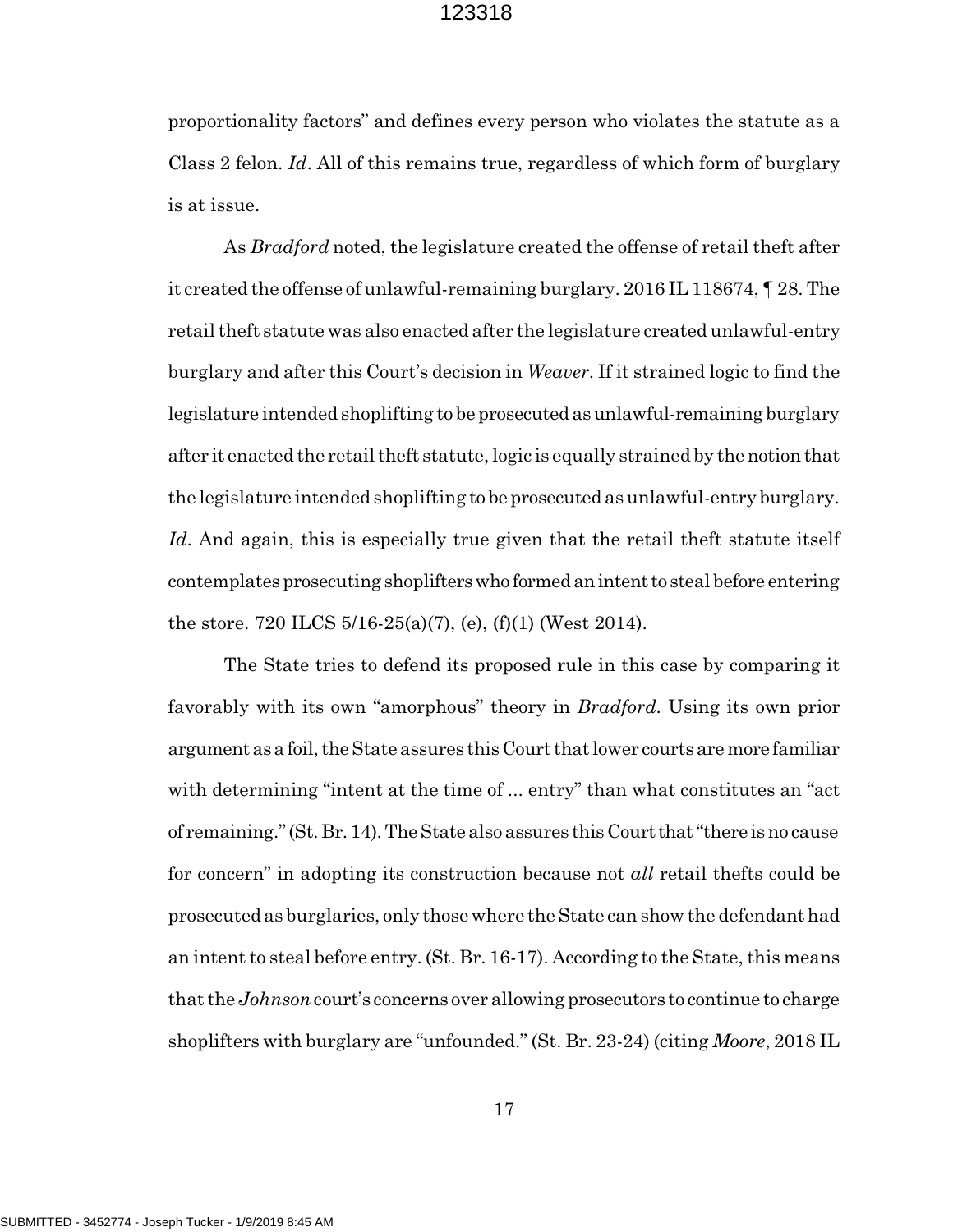proportionality factors" and defines every person who violates the statute as a Class 2 felon. *Id*. All of this remains true, regardless of which form of burglary is at issue.

As *Bradford* noted, the legislature created the offense of retail theft after it created the offense of unlawful-remaining burglary. 2016 IL 118674, ¶ 28. The retail theft statute was also enacted after the legislature created unlawful-entry burglary and after this Court's decision in *Weaver*. If it strained logic to find the legislature intended shoplifting to be prosecuted as unlawful-remaining burglary after it enacted the retail theft statute, logic is equally strained by the notion that the legislature intended shoplifting to be prosecuted as unlawful-entry burglary. *Id*. And again, this is especially true given that the retail theft statute itself contemplates prosecuting shoplifters who formed an intent to steal before entering the store. 720 ILCS 5/16-25(a)(7), (e), (f)(1) (West 2014).

The State tries to defend its proposed rule in this case by comparing it favorably with its own "amorphous" theory in *Bradford*. Using its own prior argument as a foil, the State assures this Court that lower courts are more familiar with determining "intent at the time of ... entry" than what constitutes an "act of remaining." (St. Br. 14). The State also assures this Court that "there is no cause for concern" in adopting its construction because not *all* retail thefts could be prosecuted as burglaries, only those where the State can show the defendant had an intent to steal before entry. (St. Br. 16-17). According to the State, this means that the *Johnson* court's concerns over allowing prosecutors to continue to charge shoplifters with burglary are "unfounded." (St. Br. 23-24) (citing *Moore*, 2018 IL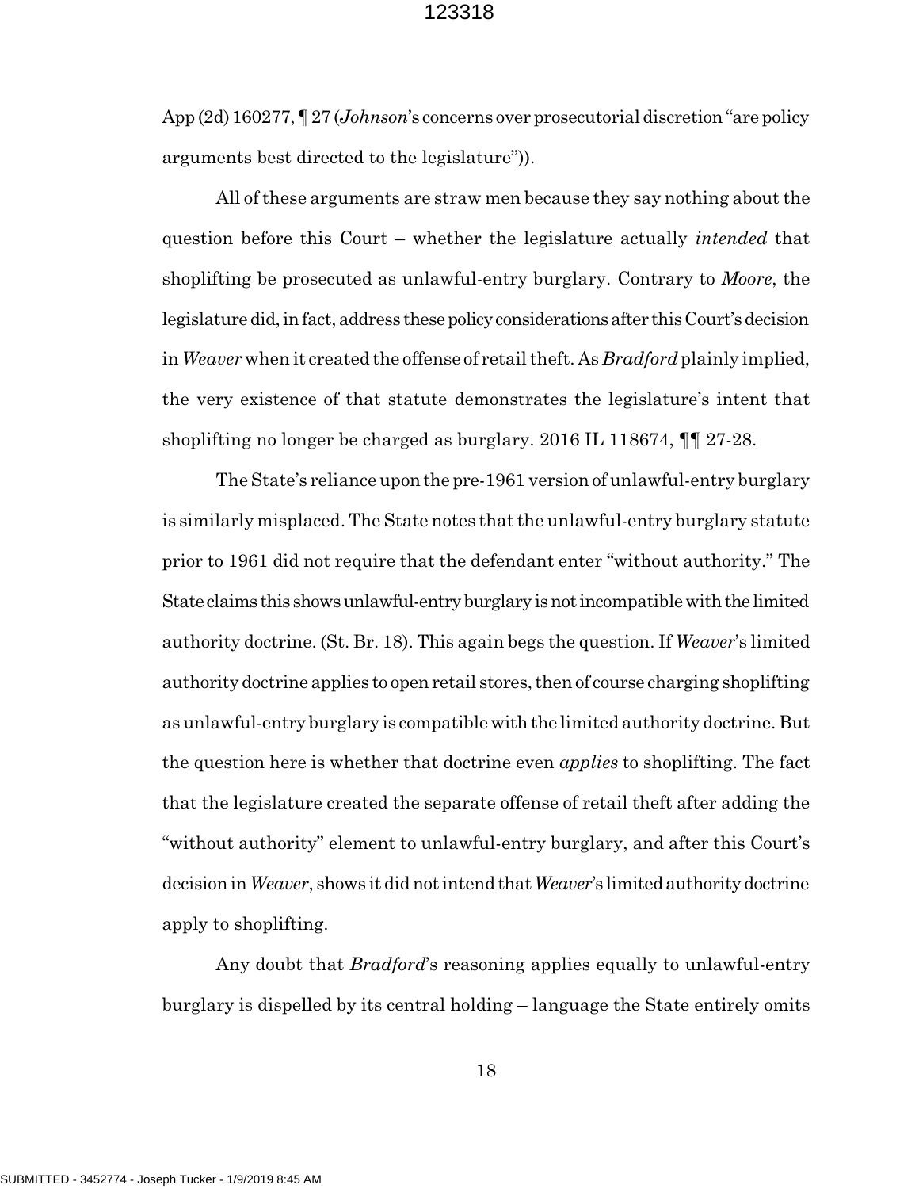App (2d) 160277, ¶ 27 (*Johnson*'s concerns over prosecutorial discretion "are policy arguments best directed to the legislature")).

All of these arguments are straw men because they say nothing about the question before this Court – whether the legislature actually *intended* that shoplifting be prosecuted as unlawful-entry burglary. Contrary to *Moore*, the legislature did, in fact, address these policy considerations after this Court's decision in *Weaver* when it created the offense of retail theft. As *Bradford* plainly implied, the very existence of that statute demonstrates the legislature's intent that shoplifting no longer be charged as burglary. 2016 IL 118674, ¶¶ 27-28.

The State's reliance upon the pre-1961 version of unlawful-entry burglary is similarly misplaced. The State notes that the unlawful-entry burglary statute prior to 1961 did not require that the defendant enter "without authority." The State claims this shows unlawful-entry burglary is not incompatible with the limited authority doctrine. (St. Br. 18). This again begs the question. If *Weaver*'s limited authority doctrine applies to open retail stores, then of course charging shoplifting as unlawful-entry burglary is compatible with the limited authority doctrine. But the question here is whether that doctrine even *applies* to shoplifting. The fact that the legislature created the separate offense of retail theft after adding the "without authority" element to unlawful-entry burglary, and after this Court's decision in *Weaver*, shows it did not intend that *Weaver*'s limited authority doctrine apply to shoplifting.

Any doubt that *Bradford*'s reasoning applies equally to unlawful-entry burglary is dispelled by its central holding – language the State entirely omits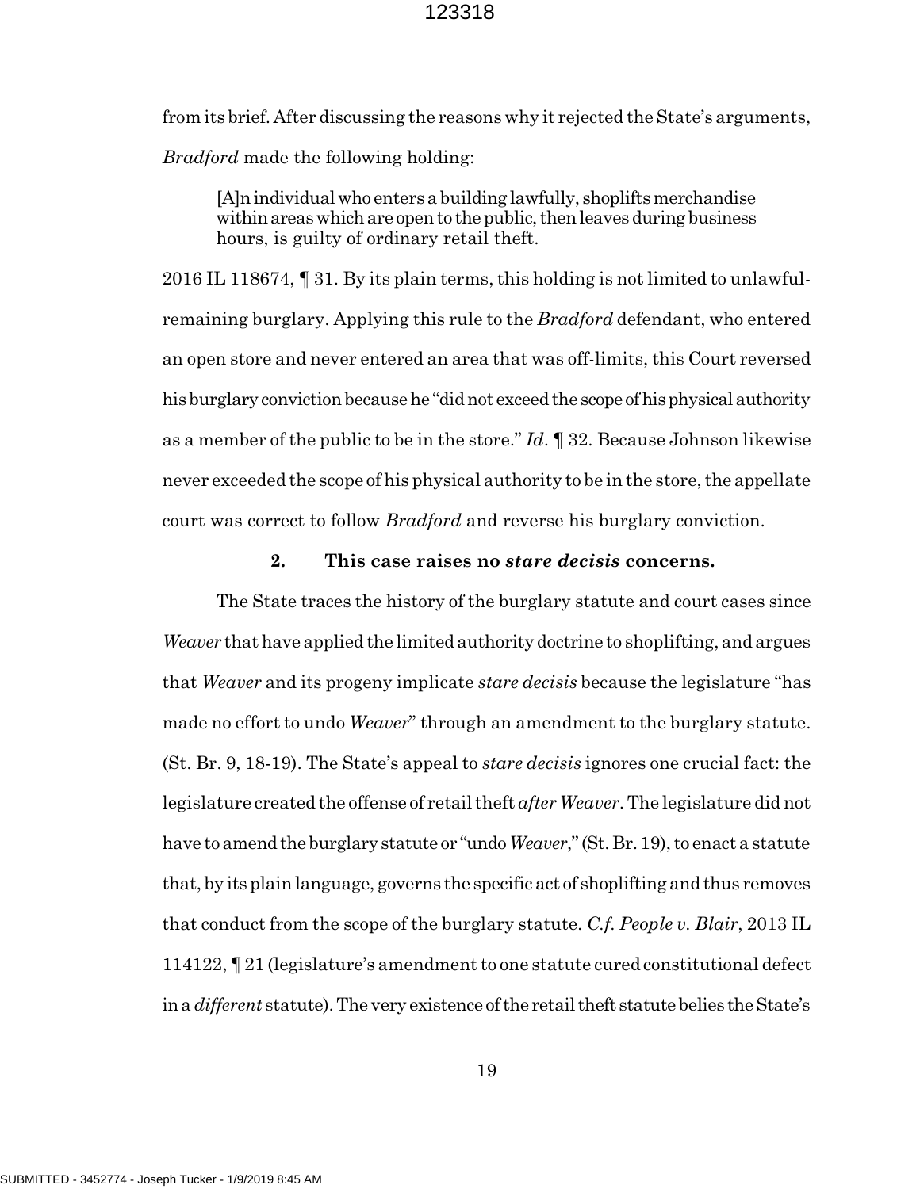from its brief. After discussing the reasons why it rejected the State's arguments, *Bradford* made the following holding:

> [A]n individual who enters a building lawfully, shoplifts merchandise within areas which are open to the public, then leaves during business hours, is guilty of ordinary retail theft.

2016 IL 118674, ¶ 31. By its plain terms, this holding is not limited to unlawful-remaining burglary. Applying this rule to the *Bradford* defendant, who entered an open store and never entered an area that was off-limits, this Court reversed his burglary conviction because he "did not exceed the scope of his physical authority as a member of the public to be in the store." *Id*. ¶ 32. Because Johnson likewise never exceeded the scope of his physical authority to be in the store, the appellate court was correct to follow *Bradford* and reverse his burglary conviction.

### 2. This case raises no *stare decisis* concerns.

The State traces the history of the burglary statute and court cases since *Weaver* that have applied the limited authority doctrine to shoplifting, and argues that *Weaver* and its progeny implicate *stare decisis* because the legislature "has made no effort to undo *Weaver*" through an amendment to the burglary statute. (St. Br. 9, 18-19). The State's appeal to *stare decisis* ignores one crucial fact: the legislature created the offense of retail theft *after Weaver*. The legislature did not have to amend the burglary statute or "undo *Weaver*," (St. Br. 19), to enact a statute that, by its plain language, governs the specific act of shoplifting and thus removes that conduct from the scope of the burglary statute. *C.f. People v. Blair*, 2013 IL 114122, ¶ 21 (legislature's amendment to one statute cured constitutional defect in a *different* statute). The very existence of the retail theft statute belies the State's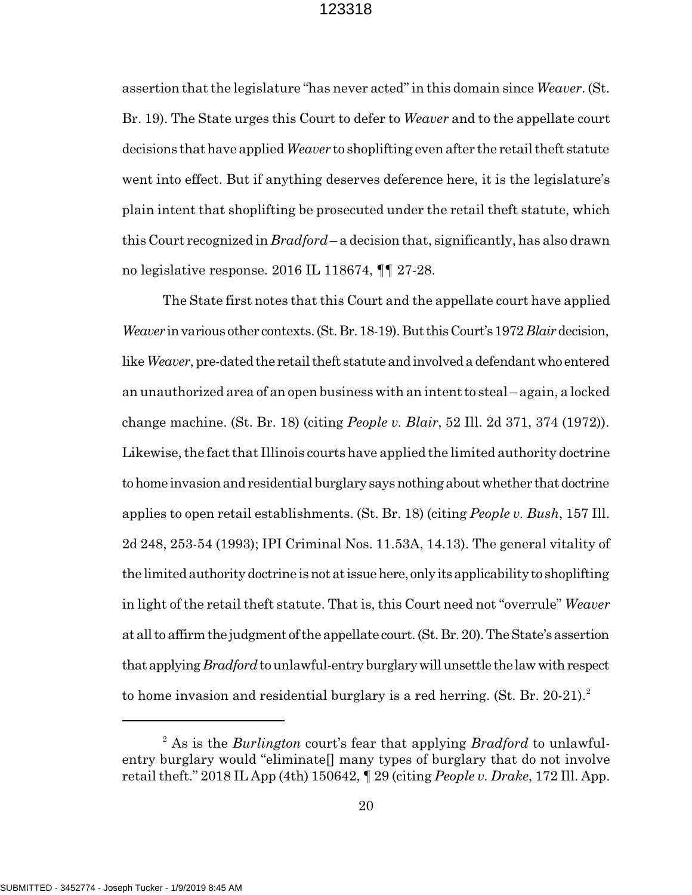assertion that the legislature "has never acted" in this domain since *Weaver*. (St. Br. 19). The State urges this Court to defer to *Weaver* and to the appellate court decisions that have applied *Weaver* to shoplifting even after the retail theft statute went into effect. But if anything deserves deference here, it is the legislature's plain intent that shoplifting be prosecuted under the retail theft statute, which this Court recognized in *Bradford* – a decision that, significantly, has also drawn no legislative response. 2016 IL 118674, ¶¶ 27-28.

The State first notes that this Court and the appellate court have applied *Weaver* in various other contexts. (St. Br. 18-19). But this Court's 1972 *Blair* decision, like *Weaver*, pre-dated the retail theft statute and involved a defendant who entered an unauthorized area of an open business with an intent to steal – again, a locked change machine. (St. Br. 18) (citing *People v. Blair*, 52 Ill. 2d 371, 374 (1972)). Likewise, the fact that Illinois courts have applied the limited authority doctrine to home invasion and residential burglary says nothing about whether that doctrine applies to open retail establishments. (St. Br. 18) (citing *People v. Bush*, 157 Ill. 2d 248, 253-54 (1993); IPI Criminal Nos. 11.53A, 14.13). The general vitality of the limited authority doctrine is not at issue here, only its applicability to shoplifting in light of the retail theft statute. That is, this Court need not "overrule" *Weaver* at all to affirm the judgment of the appellate court. (St. Br. 20). The State's assertion that applying *Bradford* to unlawful-entry burglary will unsettle the law with respect to home invasion and residential burglary is a red herring. (St. Br. 20-21).[2]

---

[2] As is the *Burlington* court's fear that applying *Bradford* to unlawful-entry burglary would "eliminate[] many types of burglary that do not involve retail theft." 2018 IL App (4th) 150642, ¶ 29 (citing *People v. Drake*, 172 Ill. App.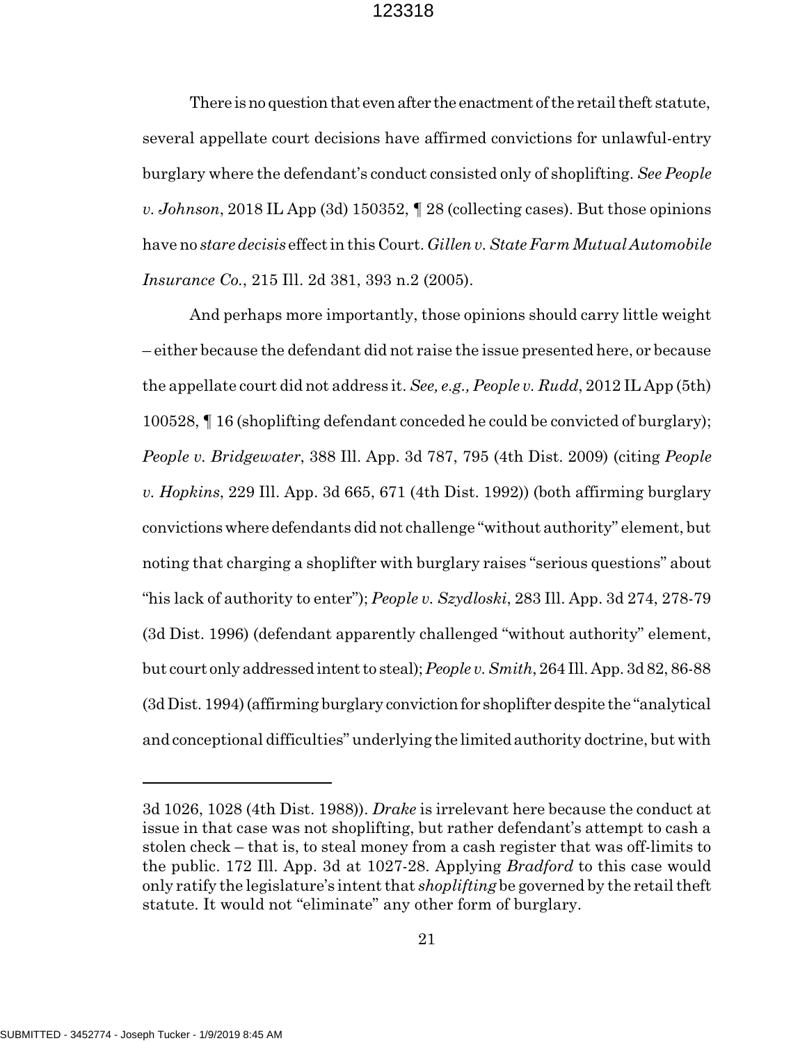There is no question that even after the enactment of the retail theft statute, several appellate court decisions have affirmed convictions for unlawful-entry burglary where the defendant's conduct consisted only of shoplifting. *See People v. Johnson*, 2018 IL App (3d) 150352, ¶ 28 (collecting cases). But those opinions have no *stare decisis* effect in this Court. *Gillen v. State Farm Mutual Automobile Insurance Co.*, 215 Ill. 2d 381, 393 n.2 (2005).

And perhaps more importantly, those opinions should carry little weight – either because the defendant did not raise the issue presented here, or because the appellate court did not address it. *See, e.g., People v. Rudd*, 2012 IL App (5th) 100528, ¶ 16 (shoplifting defendant conceded he could be convicted of burglary); *People v. Bridgewater*, 388 Ill. App. 3d 787, 795 (4th Dist. 2009) (citing *People v. Hopkins*, 229 Ill. App. 3d 665, 671 (4th Dist. 1992)) (both affirming burglary convictions where defendants did not challenge "without authority" element, but noting that charging a shoplifter with burglary raises "serious questions" about "his lack of authority to enter"); *People v. Szydloski*, 283 Ill. App. 3d 274, 278-79 (3d Dist. 1996) (defendant apparently challenged "without authority" element, but court only addressed intent to steal); *People v. Smith*, 264 Ill. App. 3d 82, 86-88 (3d Dist. 1994) (affirming burglary conviction for shoplifter despite the "analytical and conceptional difficulties" underlying the limited authority doctrine, but with

---

3d 1026, 1028 (4th Dist. 1988)). *Drake* is irrelevant here because the conduct at issue in that case was not shoplifting, but rather defendant's attempt to cash a stolen check – that is, to steal money from a cash register that was off-limits to the public. 172 Ill. App. 3d at 1027-28. Applying *Bradford* to this case would only ratify the legislature's intent that *shoplifting* be governed by the retail theft statute. It would not "eliminate" any other form of burglary.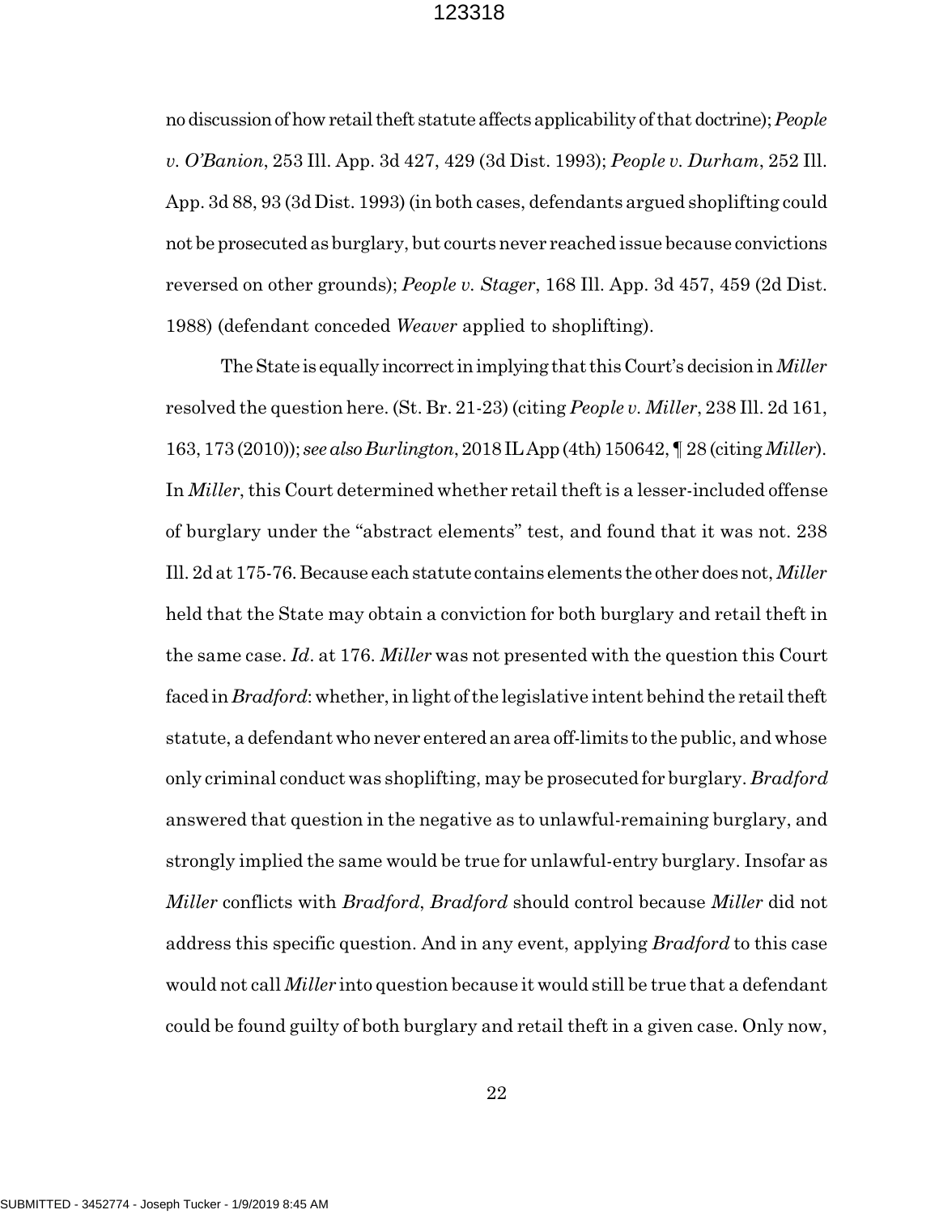no discussion of how retail theft statute affects applicability of that doctrine); *People v. O'Banion*, 253 Ill. App. 3d 427, 429 (3d Dist. 1993); *People v. Durham*, 252 Ill. App. 3d 88, 93 (3d Dist. 1993) (in both cases, defendants argued shoplifting could not be prosecuted as burglary, but courts never reached issue because convictions reversed on other grounds); *People v. Stager*, 168 Ill. App. 3d 457, 459 (2d Dist. 1988) (defendant conceded *Weaver* applied to shoplifting).

The State is equally incorrect in implying that this Court's decision in *Miller* resolved the question here. (St. Br. 21-23) (citing *People v. Miller*, 238 Ill. 2d 161, 163, 173 (2010)); *see also Burlington*, 2018 IL App (4th) 150642, ¶ 28 (citing *Miller*). In *Miller*, this Court determined whether retail theft is a lesser-included offense of burglary under the "abstract elements" test, and found that it was not. 238 Ill. 2d at 175-76. Because each statute contains elements the other does not, *Miller* held that the State may obtain a conviction for both burglary and retail theft in the same case. *Id*. at 176. *Miller* was not presented with the question this Court faced in *Bradford*: whether, in light of the legislative intent behind the retail theft statute, a defendant who never entered an area off-limits to the public, and whose only criminal conduct was shoplifting, may be prosecuted for burglary. *Bradford* answered that question in the negative as to unlawful-remaining burglary, and strongly implied the same would be true for unlawful-entry burglary. Insofar as *Miller* conflicts with *Bradford*, *Bradford* should control because *Miller* did not address this specific question. And in any event, applying *Bradford* to this case would not call *Miller* into question because it would still be true that a defendant could be found guilty of both burglary and retail theft in a given case. Only now,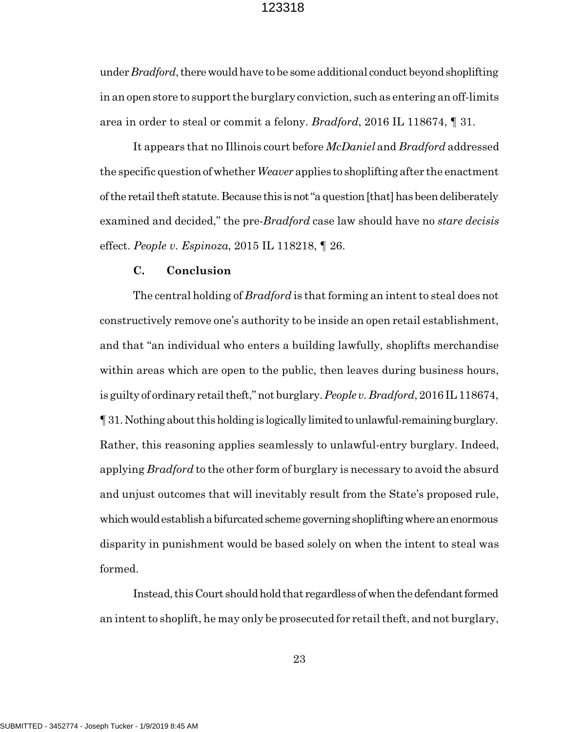under *Bradford*, there would have to be some additional conduct beyond shoplifting in an open store to support the burglary conviction, such as entering an off-limits area in order to steal or commit a felony. *Bradford*, 2016 IL 118674, ¶ 31.

It appears that no Illinois court before *McDaniel* and *Bradford* addressed the specific question of whether *Weaver* applies to shoplifting after the enactment of the retail theft statute. Because this is not "a question [that] has been deliberately examined and decided," the pre-*Bradford* case law should have no *stare decisis* effect. *People v. Espinoza*, 2015 IL 118218, ¶ 26.

### C. Conclusion

The central holding of *Bradford* is that forming an intent to steal does not constructively remove one's authority to be inside an open retail establishment, and that "an individual who enters a building lawfully, shoplifts merchandise within areas which are open to the public, then leaves during business hours, is guilty of ordinary retail theft," not burglary. *People v. Bradford*, 2016 IL 118674, ¶ 31. Nothing about this holding is logically limited to unlawful-remaining burglary. Rather, this reasoning applies seamlessly to unlawful-entry burglary. Indeed, applying *Bradford* to the other form of burglary is necessary to avoid the absurd and unjust outcomes that will inevitably result from the State's proposed rule, which would establish a bifurcated scheme governing shoplifting where an enormous disparity in punishment would be based solely on when the intent to steal was formed.

Instead, this Court should hold that regardless of when the defendant formed an intent to shoplift, he may only be prosecuted for retail theft, and not burglary,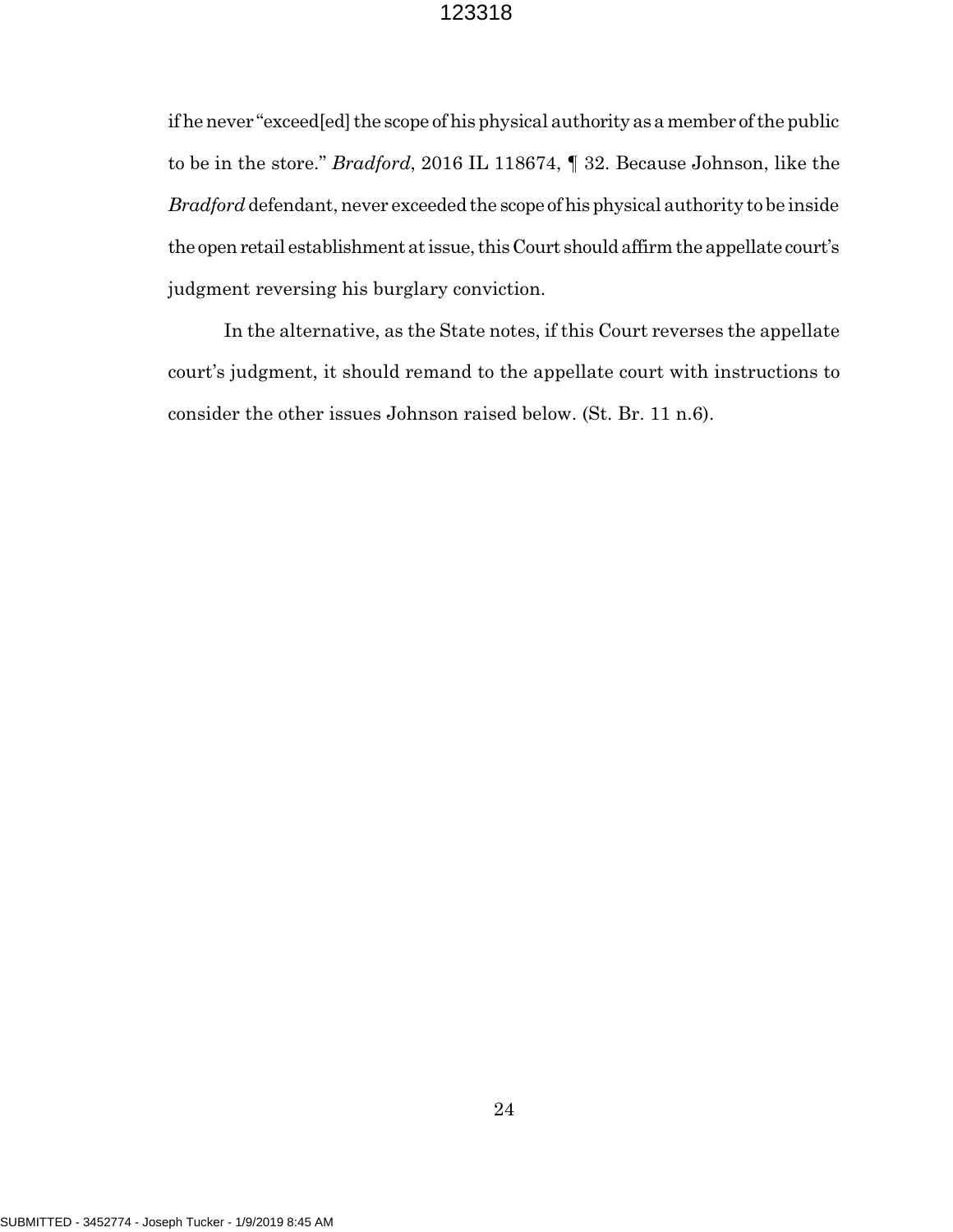if he never "exceed[ed] the scope of his physical authority as a member of the public to be in the store." *Bradford*, 2016 IL 118674, ¶ 32. Because Johnson, like the *Bradford* defendant, never exceeded the scope of his physical authority to be inside the open retail establishment at issue, this Court should affirm the appellate court's judgment reversing his burglary conviction.

In the alternative, as the State notes, if this Court reverses the appellate court's judgment, it should remand to the appellate court with instructions to consider the other issues Johnson raised below. (St. Br. 11 n.6).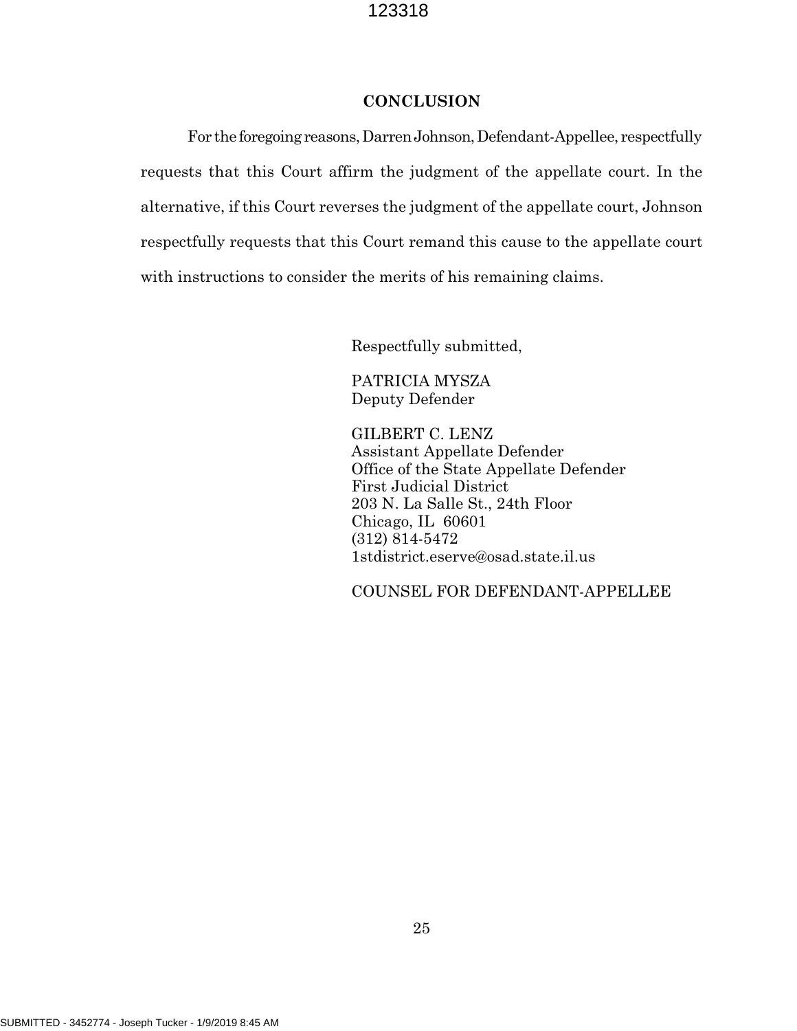## CONCLUSION

For the foregoing reasons, Darren Johnson, Defendant-Appellee, respectfully requests that this Court affirm the judgment of the appellate court. In the alternative, if this Court reverses the judgment of the appellate court, Johnson respectfully requests that this Court remand this cause to the appellate court with instructions to consider the merits of his remaining claims.

Respectfully submitted,

PATRICIA MYSZA
Deputy Defender

GILBERT C. LENZ
Assistant Appellate Defender
Office of the State Appellate Defender
First Judicial District
203 N. La Salle St., 24th Floor
Chicago, IL 60601
(312) 814-5472
1stdistrict.eserve@osad.state.il.us

COUNSEL FOR DEFENDANT-APPELLEE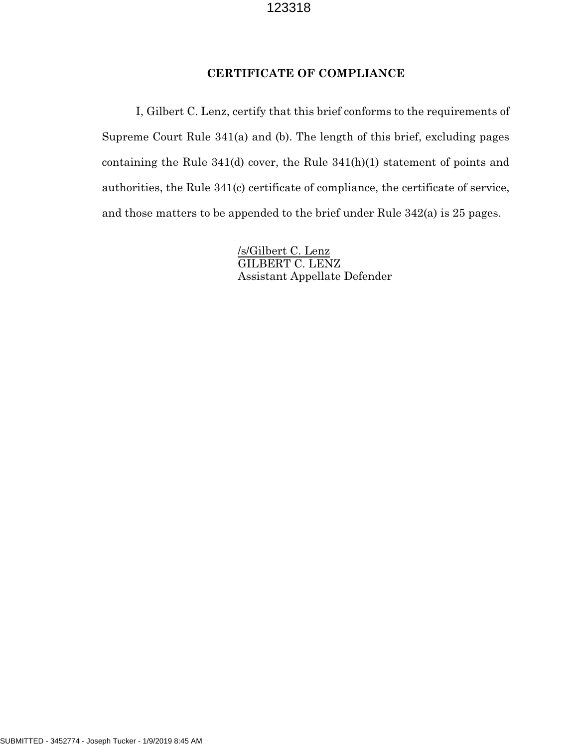## CERTIFICATE OF COMPLIANCE

I, Gilbert C. Lenz, certify that this brief conforms to the requirements of Supreme Court Rule 341(a) and (b). The length of this brief, excluding pages containing the Rule 341(d) cover, the Rule 341(h)(1) statement of points and authorities, the Rule 341(c) certificate of compliance, the certificate of service, and those matters to be appended to the brief under Rule 342(a) is 25 pages.

/s/Gilbert C. Lenz
GILBERT C. LENZ
Assistant Appellate Defender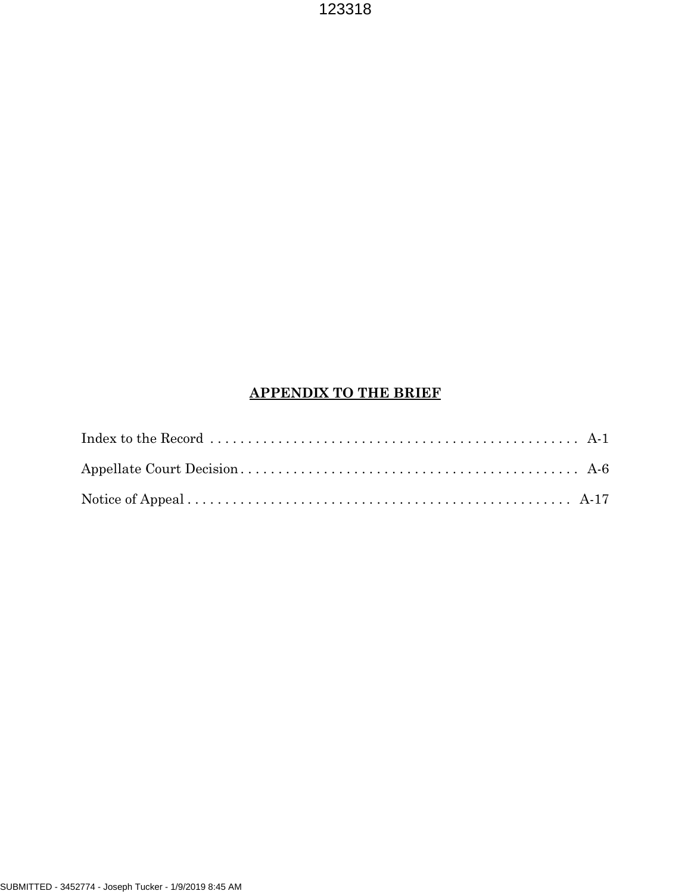# **APPENDIX TO THE BRIEF**

Index to the Record . . . . . . . . . . . . . . . . . . . . . . . . . . . . . . . . . . . . . . . . . . . . . . . . . A-1

Appellate Court Decision . . . . . . . . . . . . . . . . . . . . . . . . . . . . . . . . . . . . . . . . . . . . . A-6

Notice of Appeal . . . . . . . . . . . . . . . . . . . . . . . . . . . . . . . . . . . . . . . . . . . . . . . . . . A-17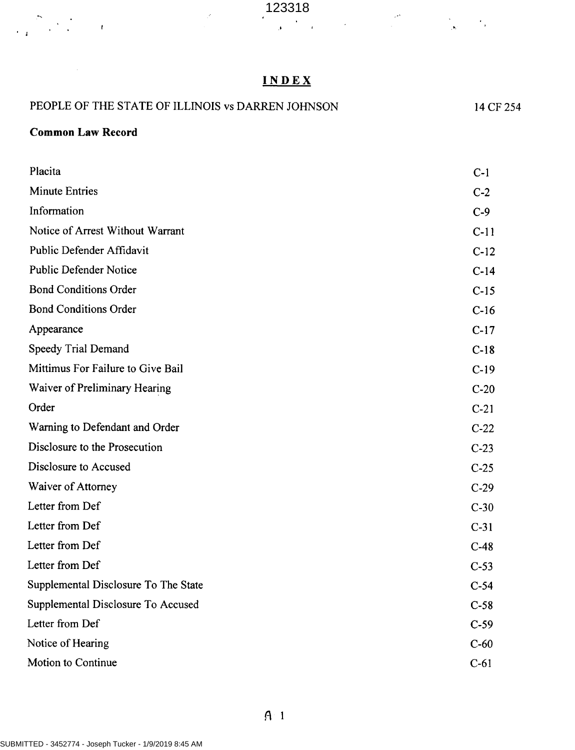# INDEX

PEOPLE OF THE STATE OF ILLINOIS vs DARREN JOHNSON 14 CF 254

**Common Law Record**

| | |
|---|---|
| Placita | C-1 |
| Minute Entries | C-2 |
| Information | C-9 |
| Notice of Arrest Without Warrant | C-11 |
| Public Defender Affidavit | C-12 |
| Public Defender Notice | C-14 |
| Bond Conditions Order | C-15 |
| Bond Conditions Order | C-16 |
| Appearance | C-17 |
| Speedy Trial Demand | C-18 |
| Mittimus For Failure to Give Bail | C-19 |
| Waiver of Preliminary Hearing | C-20 |
| Order | C-21 |
| Warning to Defendant and Order | C-22 |
| Disclosure to the Prosecution | C-23 |
| Disclosure to Accused | C-25 |
| Waiver of Attorney | C-29 |
| Letter from Def | C-30 |
| Letter from Def | C-31 |
| Letter from Def | C-48 |
| Letter from Def | C-53 |
| Supplemental Disclosure To The State | C-54 |
| Supplemental Disclosure To Accused | C-58 |
| Letter from Def | C-59 |
| Notice of Hearing | C-60 |
| Motion to Continue | C-61 |

A 1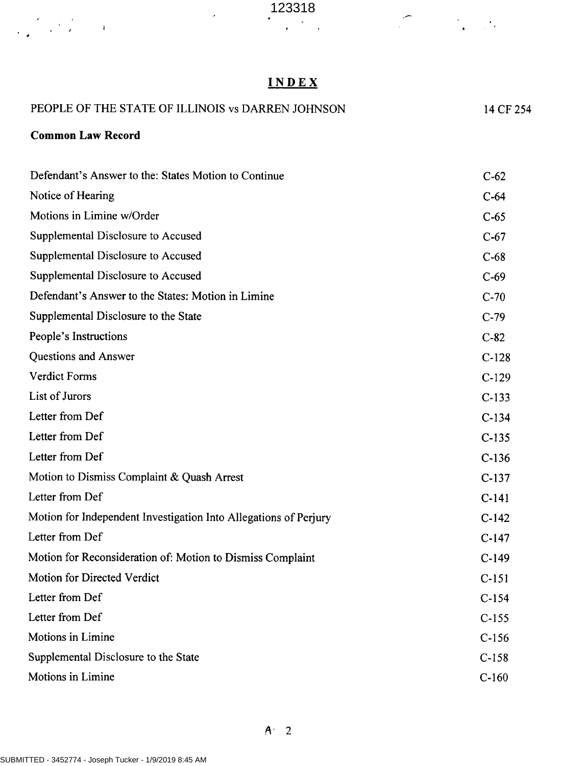# INDEX

PEOPLE OF THE STATE OF ILLINOIS vs DARREN JOHNSON 14 CF 254

**Common Law Record**

| | |
|---|---|
| Defendant's Answer to the: States Motion to Continue | C-62 |
| Notice of Hearing | C-64 |
| Motions in Limine w/Order | C-65 |
| Supplemental Disclosure to Accused | C-67 |
| Supplemental Disclosure to Accused | C-68 |
| Supplemental Disclosure to Accused | C-69 |
| Defendant's Answer to the States: Motion in Limine | C-70 |
| Supplemental Disclosure to the State | C-79 |
| People's Instructions | C-82 |
| Questions and Answer | C-128 |
| Verdict Forms | C-129 |
| List of Jurors | C-133 |
| Letter from Def | C-134 |
| Letter from Def | C-135 |
| Letter from Def | C-136 |
| Motion to Dismiss Complaint & Quash Arrest | C-137 |
| Letter from Def | C-141 |
| Motion for Independent Investigation Into Allegations of Perjury | C-142 |
| Letter from Def | C-147 |
| Motion for Reconsideration of: Motion to Dismiss Complaint | C-149 |
| Motion for Directed Verdict | C-151 |
| Letter from Def | C-154 |
| Letter from Def | C-155 |
| Motions in Limine | C-156 |
| Supplemental Disclosure to the State | C-158 |
| Motions in Limine | C-160 |

A- 2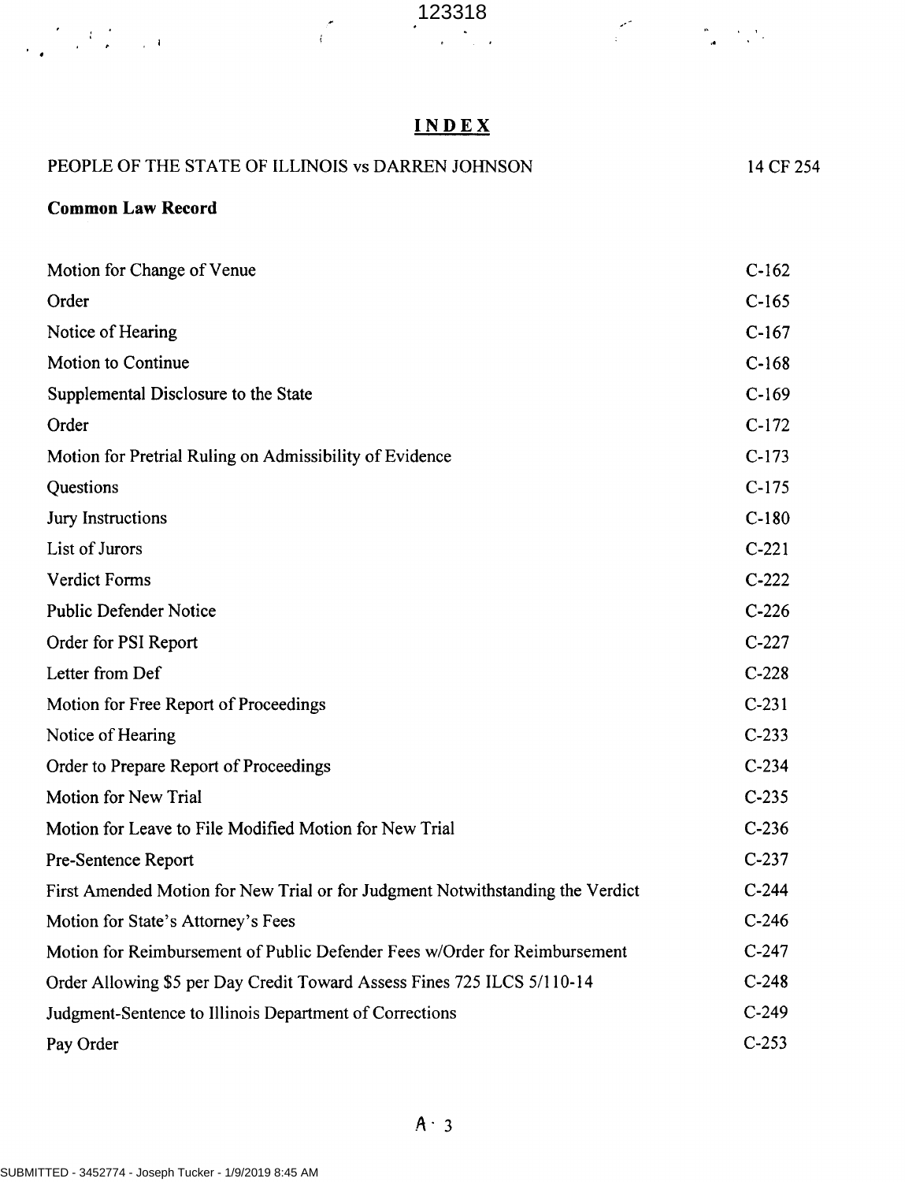# INDEX

PEOPLE OF THE STATE OF ILLINOIS vs DARREN JOHNSON — 14 CF 254

**Common Law Record**

| | |
|---|---|
| Motion for Change of Venue | C-162 |
| Order | C-165 |
| Notice of Hearing | C-167 |
| Motion to Continue | C-168 |
| Supplemental Disclosure to the State | C-169 |
| Order | C-172 |
| Motion for Pretrial Ruling on Admissibility of Evidence | C-173 |
| Questions | C-175 |
| Jury Instructions | C-180 |
| List of Jurors | C-221 |
| Verdict Forms | C-222 |
| Public Defender Notice | C-226 |
| Order for PSI Report | C-227 |
| Letter from Def | C-228 |
| Motion for Free Report of Proceedings | C-231 |
| Notice of Hearing | C-233 |
| Order to Prepare Report of Proceedings | C-234 |
| Motion for New Trial | C-235 |
| Motion for Leave to File Modified Motion for New Trial | C-236 |
| Pre-Sentence Report | C-237 |
| First Amended Motion for New Trial or for Judgment Notwithstanding the Verdict | C-244 |
| Motion for State's Attorney's Fees | C-246 |
| Motion for Reimbursement of Public Defender Fees w/Order for Reimbursement | C-247 |
| Order Allowing $5 per Day Credit Toward Assess Fines 725 ILCS 5/110-14 | C-248 |
| Judgment-Sentence to Illinois Department of Corrections | C-249 |
| Pay Order | C-253 |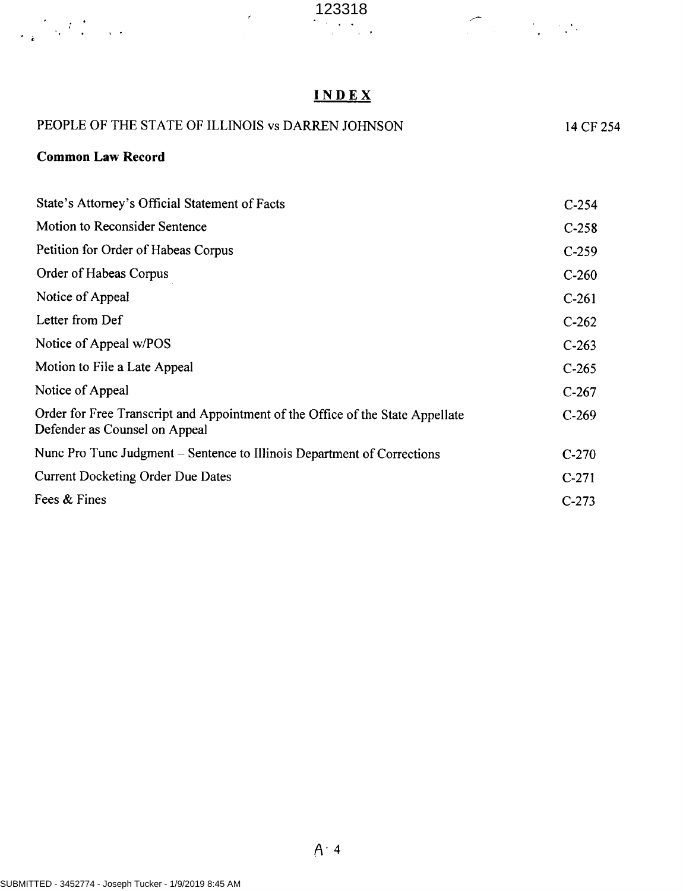# INDEX

PEOPLE OF THE STATE OF ILLINOIS vs DARREN JOHNSON 14 CF 254

**Common Law Record**

| | |
|---|---|
| State's Attorney's Official Statement of Facts | C-254 |
| Motion to Reconsider Sentence | C-258 |
| Petition for Order of Habeas Corpus | C-259 |
| Order of Habeas Corpus | C-260 |
| Notice of Appeal | C-261 |
| Letter from Def | C-262 |
| Notice of Appeal w/POS | C-263 |
| Motion to File a Late Appeal | C-265 |
| Notice of Appeal | C-267 |
| Order for Free Transcript and Appointment of the Office of the State Appellate Defender as Counsel on Appeal | C-269 |
| Nunc Pro Tunc Judgment – Sentence to Illinois Department of Corrections | C-270 |
| Current Docketing Order Due Dates | C-271 |
| Fees & Fines | C-273 |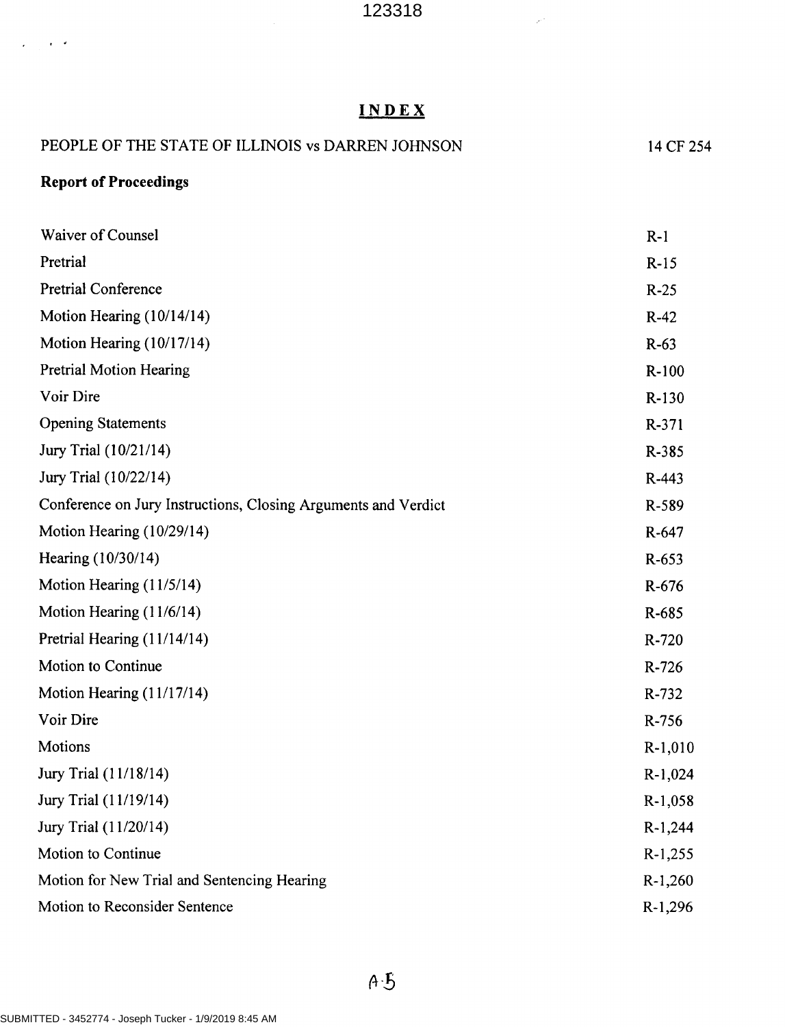# INDEX

PEOPLE OF THE STATE OF ILLINOIS vs DARREN JOHNSON — 14 CF 254

**Report of Proceedings**

| | |
|---|---|
| Waiver of Counsel | R-1 |
| Pretrial | R-15 |
| Pretrial Conference | R-25 |
| Motion Hearing (10/14/14) | R-42 |
| Motion Hearing (10/17/14) | R-63 |
| Pretrial Motion Hearing | R-100 |
| Voir Dire | R-130 |
| Opening Statements | R-371 |
| Jury Trial (10/21/14) | R-385 |
| Jury Trial (10/22/14) | R-443 |
| Conference on Jury Instructions, Closing Arguments and Verdict | R-589 |
| Motion Hearing (10/29/14) | R-647 |
| Hearing (10/30/14) | R-653 |
| Motion Hearing (11/5/14) | R-676 |
| Motion Hearing (11/6/14) | R-685 |
| Pretrial Hearing (11/14/14) | R-720 |
| Motion to Continue | R-726 |
| Motion Hearing (11/17/14) | R-732 |
| Voir Dire | R-756 |
| Motions | R-1,010 |
| Jury Trial (11/18/14) | R-1,024 |
| Jury Trial (11/19/14) | R-1,058 |
| Jury Trial (11/20/14) | R-1,244 |
| Motion to Continue | R-1,255 |
| Motion for New Trial and Sentencing Hearing | R-1,260 |
| Motion to Reconsider Sentence | R-1,296 |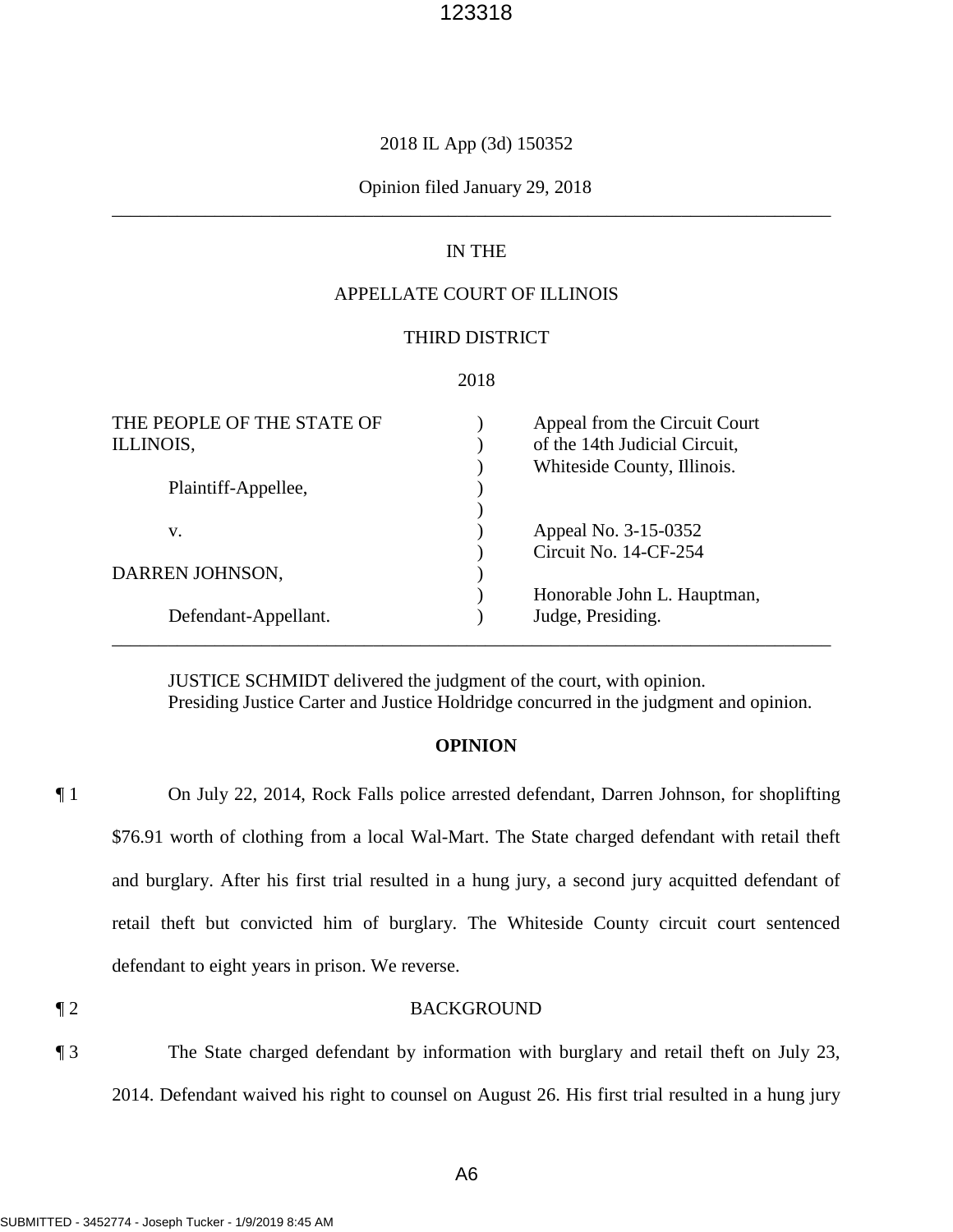2018 IL App (3d) 150352

Opinion filed January 29, 2018

---

IN THE

APPELLATE COURT OF ILLINOIS

THIRD DISTRICT

2018

| | | |
|---|---|---|
| THE PEOPLE OF THE STATE OF ILLINOIS, | ) | Appeal from the Circuit Court of the 14th Judicial Circuit, Whiteside County, Illinois. |
| Plaintiff-Appellee, | ) | |
| v. | ) | Appeal No. 3-15-0352 Circuit No. 14-CF-254 |
| DARREN JOHNSON, | ) | |
| Defendant-Appellant. | ) | Honorable John L. Hauptman, Judge, Presiding. |

---

JUSTICE SCHMIDT delivered the judgment of the court, with opinion.
Presiding Justice Carter and Justice Holdridge concurred in the judgment and opinion.

**OPINION**

¶ 1 On July 22, 2014, Rock Falls police arrested defendant, Darren Johnson, for shoplifting $76.91 worth of clothing from a local Wal-Mart. The State charged defendant with retail theft and burglary. After his first trial resulted in a hung jury, a second jury acquitted defendant of retail theft but convicted him of burglary. The Whiteside County circuit court sentenced defendant to eight years in prison. We reverse.

¶ 2 BACKGROUND

¶ 3 The State charged defendant by information with burglary and retail theft on July 23, 2014. Defendant waived his right to counsel on August 26. His first trial resulted in a hung jury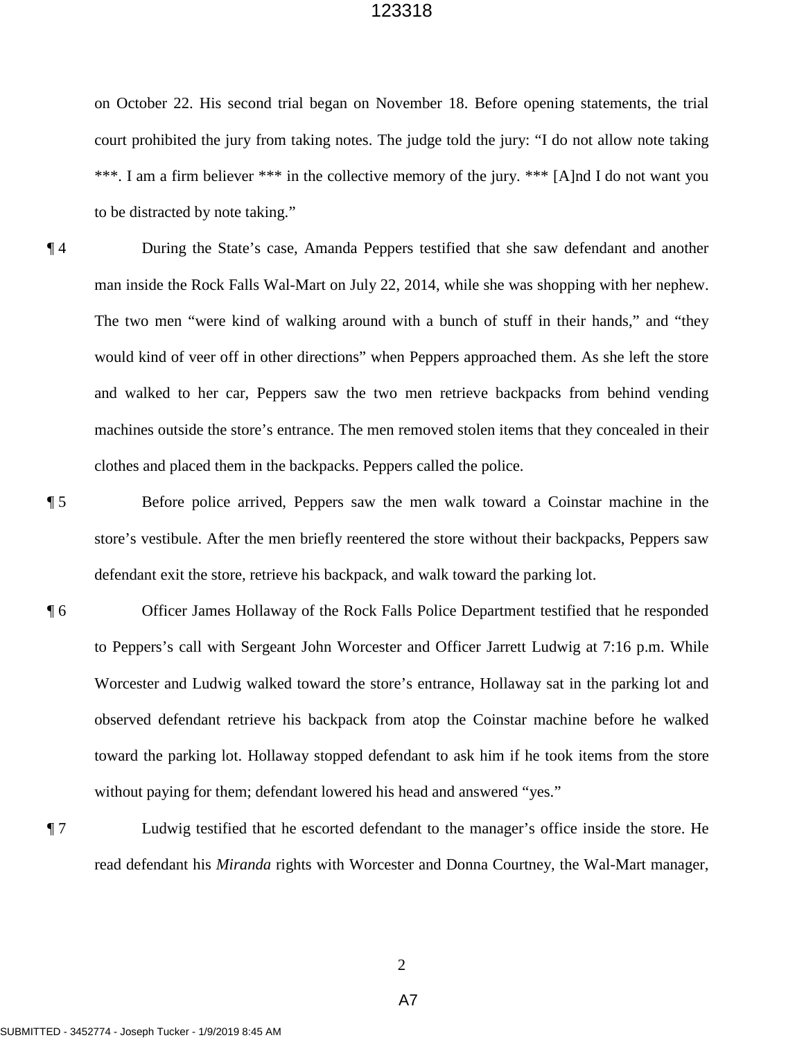on October 22. His second trial began on November 18. Before opening statements, the trial court prohibited the jury from taking notes. The judge told the jury: "I do not allow note taking ***. I am a firm believer *** in the collective memory of the jury. *** [A]nd I do not want you to be distracted by note taking."

¶ 4 During the State's case, Amanda Peppers testified that she saw defendant and another man inside the Rock Falls Wal-Mart on July 22, 2014, while she was shopping with her nephew. The two men "were kind of walking around with a bunch of stuff in their hands," and "they would kind of veer off in other directions" when Peppers approached them. As she left the store and walked to her car, Peppers saw the two men retrieve backpacks from behind vending machines outside the store's entrance. The men removed stolen items that they concealed in their clothes and placed them in the backpacks. Peppers called the police.

¶ 5 Before police arrived, Peppers saw the men walk toward a Coinstar machine in the store's vestibule. After the men briefly reentered the store without their backpacks, Peppers saw defendant exit the store, retrieve his backpack, and walk toward the parking lot.

¶ 6 Officer James Hollaway of the Rock Falls Police Department testified that he responded to Peppers's call with Sergeant John Worcester and Officer Jarrett Ludwig at 7:16 p.m. While Worcester and Ludwig walked toward the store's entrance, Hollaway sat in the parking lot and observed defendant retrieve his backpack from atop the Coinstar machine before he walked toward the parking lot. Hollaway stopped defendant to ask him if he took items from the store without paying for them; defendant lowered his head and answered "yes."

¶ 7 Ludwig testified that he escorted defendant to the manager's office inside the store. He read defendant his *Miranda* rights with Worcester and Donna Courtney, the Wal-Mart manager,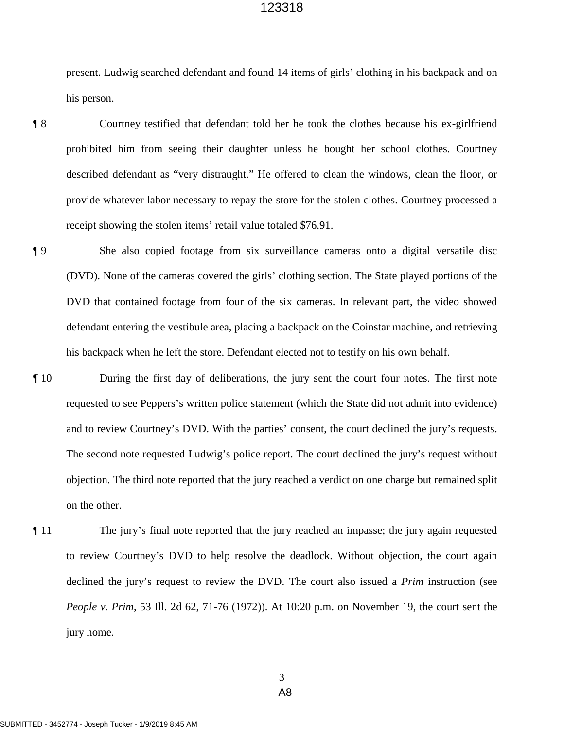present. Ludwig searched defendant and found 14 items of girls' clothing in his backpack and on his person.

¶ 8 Courtney testified that defendant told her he took the clothes because his ex-girlfriend prohibited him from seeing their daughter unless he bought her school clothes. Courtney described defendant as "very distraught." He offered to clean the windows, clean the floor, or provide whatever labor necessary to repay the store for the stolen clothes. Courtney processed a receipt showing the stolen items' retail value totaled $76.91.

¶ 9 She also copied footage from six surveillance cameras onto a digital versatile disc (DVD). None of the cameras covered the girls' clothing section. The State played portions of the DVD that contained footage from four of the six cameras. In relevant part, the video showed defendant entering the vestibule area, placing a backpack on the Coinstar machine, and retrieving his backpack when he left the store. Defendant elected not to testify on his own behalf.

¶ 10 During the first day of deliberations, the jury sent the court four notes. The first note requested to see Peppers's written police statement (which the State did not admit into evidence) and to review Courtney's DVD. With the parties' consent, the court declined the jury's requests. The second note requested Ludwig's police report. The court declined the jury's request without objection. The third note reported that the jury reached a verdict on one charge but remained split on the other.

¶ 11 The jury's final note reported that the jury reached an impasse; the jury again requested to review Courtney's DVD to help resolve the deadlock. Without objection, the court again declined the jury's request to review the DVD. The court also issued a *Prim* instruction (see *People v. Prim*, 53 Ill. 2d 62, 71-76 (1972)). At 10:20 p.m. on November 19, the court sent the jury home.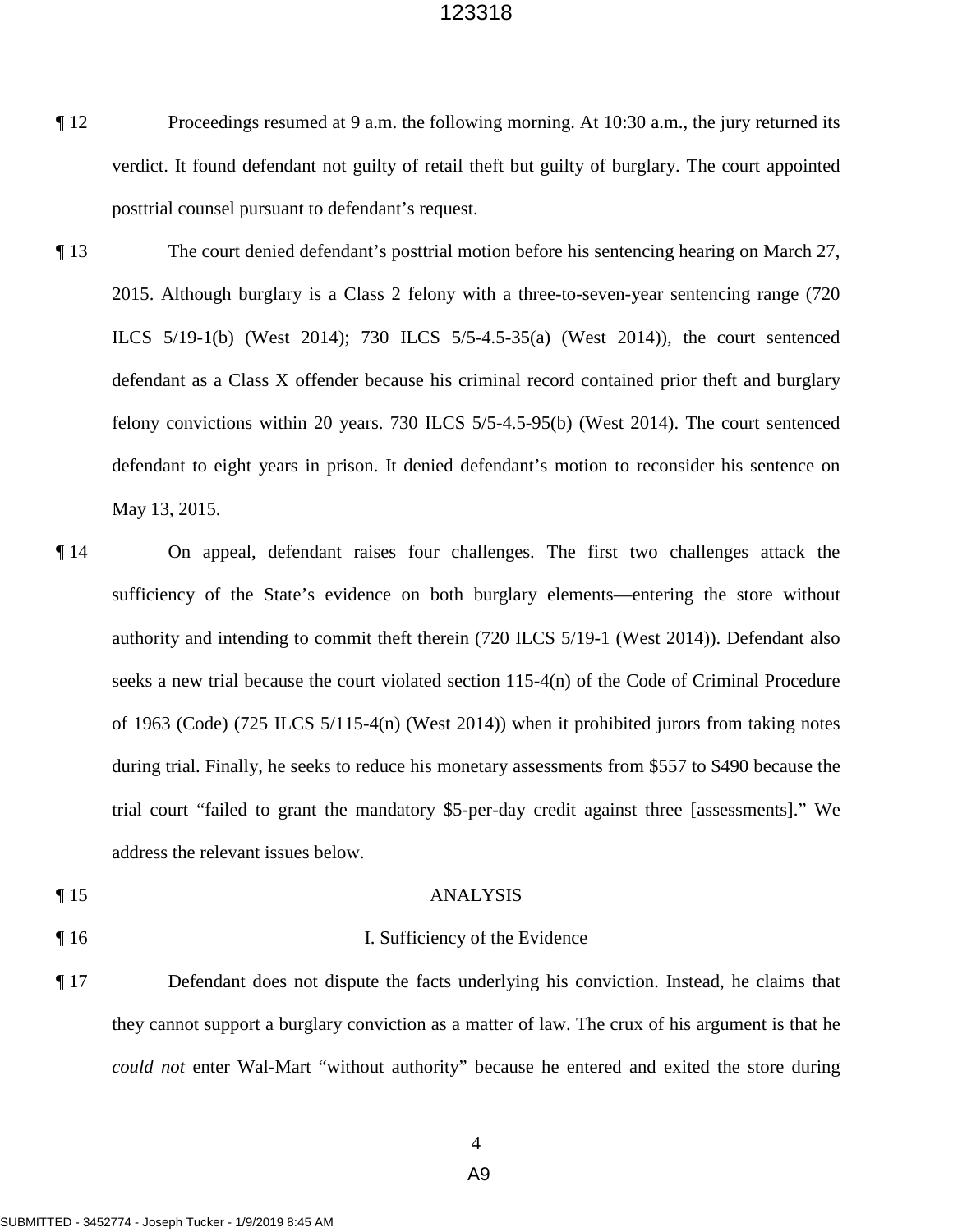¶ 12 Proceedings resumed at 9 a.m. the following morning. At 10:30 a.m., the jury returned its verdict. It found defendant not guilty of retail theft but guilty of burglary. The court appointed posttrial counsel pursuant to defendant's request.

¶ 13 The court denied defendant's posttrial motion before his sentencing hearing on March 27, 2015. Although burglary is a Class 2 felony with a three-to-seven-year sentencing range (720 ILCS 5/19-1(b) (West 2014); 730 ILCS 5/5-4.5-35(a) (West 2014)), the court sentenced defendant as a Class X offender because his criminal record contained prior theft and burglary felony convictions within 20 years. 730 ILCS 5/5-4.5-95(b) (West 2014). The court sentenced defendant to eight years in prison. It denied defendant's motion to reconsider his sentence on May 13, 2015.

¶ 14 On appeal, defendant raises four challenges. The first two challenges attack the sufficiency of the State's evidence on both burglary elements—entering the store without authority and intending to commit theft therein (720 ILCS 5/19-1 (West 2014)). Defendant also seeks a new trial because the court violated section 115-4(n) of the Code of Criminal Procedure of 1963 (Code) (725 ILCS 5/115-4(n) (West 2014)) when it prohibited jurors from taking notes during trial. Finally, he seeks to reduce his monetary assessments from $557 to $490 because the trial court "failed to grant the mandatory $5-per-day credit against three [assessments]." We address the relevant issues below.

## ¶ 15 ANALYSIS

### ¶ 16 I. Sufficiency of the Evidence

¶ 17 Defendant does not dispute the facts underlying his conviction. Instead, he claims that they cannot support a burglary conviction as a matter of law. The crux of his argument is that he *could not* enter Wal-Mart "without authority" because he entered and exited the store during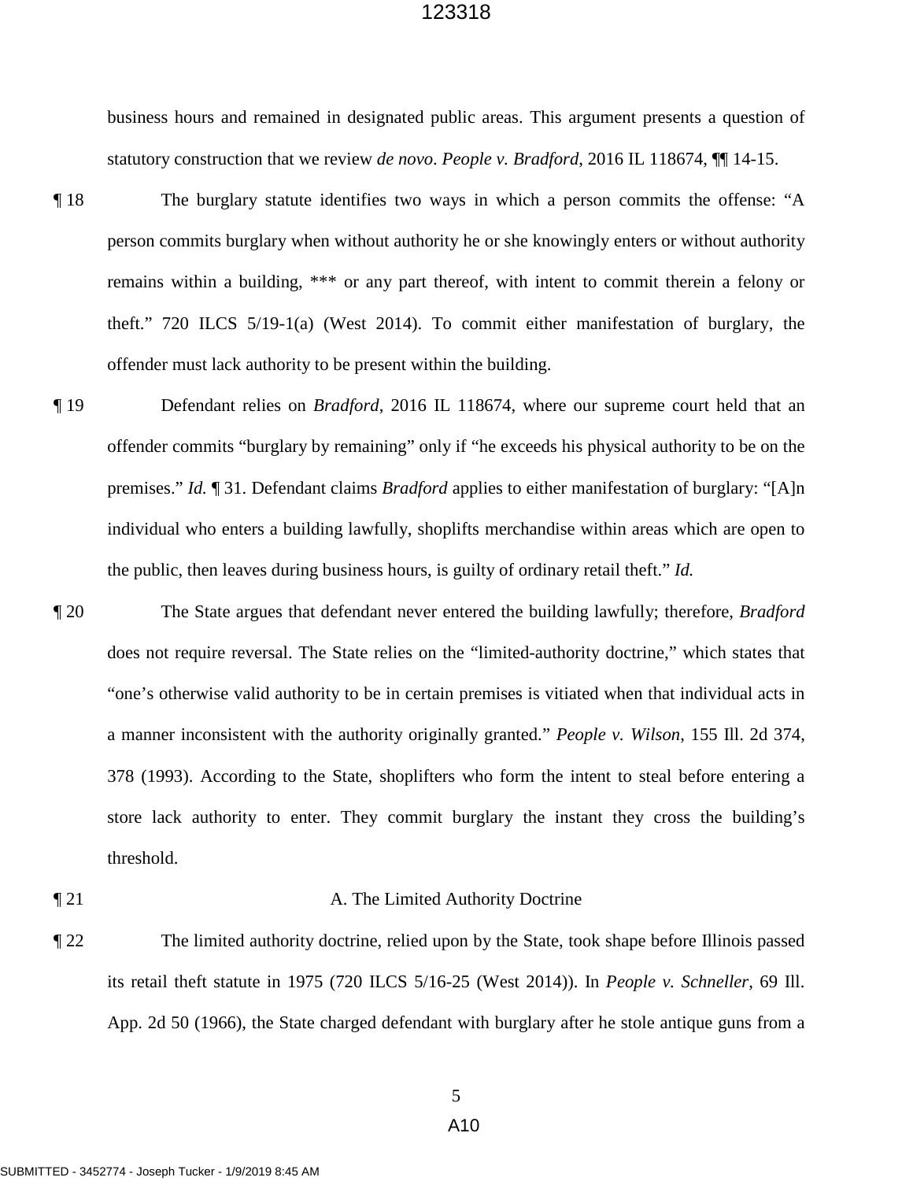business hours and remained in designated public areas. This argument presents a question of statutory construction that we review *de novo*. *People v. Bradford*, 2016 IL 118674, ¶¶ 14-15.

¶ 18 The burglary statute identifies two ways in which a person commits the offense: "A person commits burglary when without authority he or she knowingly enters or without authority remains within a building, *** or any part thereof, with intent to commit therein a felony or theft." 720 ILCS 5/19-1(a) (West 2014). To commit either manifestation of burglary, the offender must lack authority to be present within the building.

¶ 19 Defendant relies on *Bradford*, 2016 IL 118674, where our supreme court held that an offender commits "burglary by remaining" only if "he exceeds his physical authority to be on the premises." *Id.* ¶ 31. Defendant claims *Bradford* applies to either manifestation of burglary: "[A]n individual who enters a building lawfully, shoplifts merchandise within areas which are open to the public, then leaves during business hours, is guilty of ordinary retail theft." *Id.*

¶ 20 The State argues that defendant never entered the building lawfully; therefore, *Bradford* does not require reversal. The State relies on the "limited-authority doctrine," which states that "one's otherwise valid authority to be in certain premises is vitiated when that individual acts in a manner inconsistent with the authority originally granted." *People v. Wilson*, 155 Ill. 2d 374, 378 (1993). According to the State, shoplifters who form the intent to steal before entering a store lack authority to enter. They commit burglary the instant they cross the building's threshold.

¶ 21 A. The Limited Authority Doctrine

¶ 22 The limited authority doctrine, relied upon by the State, took shape before Illinois passed its retail theft statute in 1975 (720 ILCS 5/16-25 (West 2014)). In *People v. Schneller*, 69 Ill. App. 2d 50 (1966), the State charged defendant with burglary after he stole antique guns from a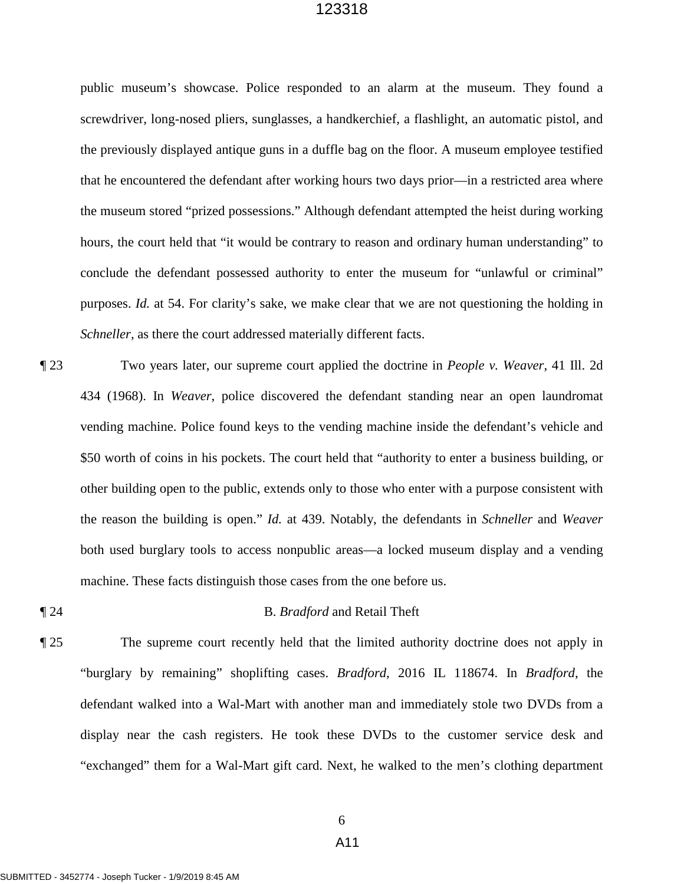public museum's showcase. Police responded to an alarm at the museum. They found a screwdriver, long-nosed pliers, sunglasses, a handkerchief, a flashlight, an automatic pistol, and the previously displayed antique guns in a duffle bag on the floor. A museum employee testified that he encountered the defendant after working hours two days prior—in a restricted area where the museum stored "prized possessions." Although defendant attempted the heist during working hours, the court held that "it would be contrary to reason and ordinary human understanding" to conclude the defendant possessed authority to enter the museum for "unlawful or criminal" purposes. *Id.* at 54. For clarity's sake, we make clear that we are not questioning the holding in *Schneller*, as there the court addressed materially different facts.

¶ 23 Two years later, our supreme court applied the doctrine in *People v. Weaver*, 41 Ill. 2d 434 (1968). In *Weaver*, police discovered the defendant standing near an open laundromat vending machine. Police found keys to the vending machine inside the defendant's vehicle and $50 worth of coins in his pockets. The court held that "authority to enter a business building, or other building open to the public, extends only to those who enter with a purpose consistent with the reason the building is open." *Id.* at 439. Notably, the defendants in *Schneller* and *Weaver* both used burglary tools to access nonpublic areas—a locked museum display and a vending machine. These facts distinguish those cases from the one before us.

¶ 24 B. *Bradford* and Retail Theft

¶ 25 The supreme court recently held that the limited authority doctrine does not apply in "burglary by remaining" shoplifting cases. *Bradford*, 2016 IL 118674. In *Bradford*, the defendant walked into a Wal-Mart with another man and immediately stole two DVDs from a display near the cash registers. He took these DVDs to the customer service desk and "exchanged" them for a Wal-Mart gift card. Next, he walked to the men's clothing department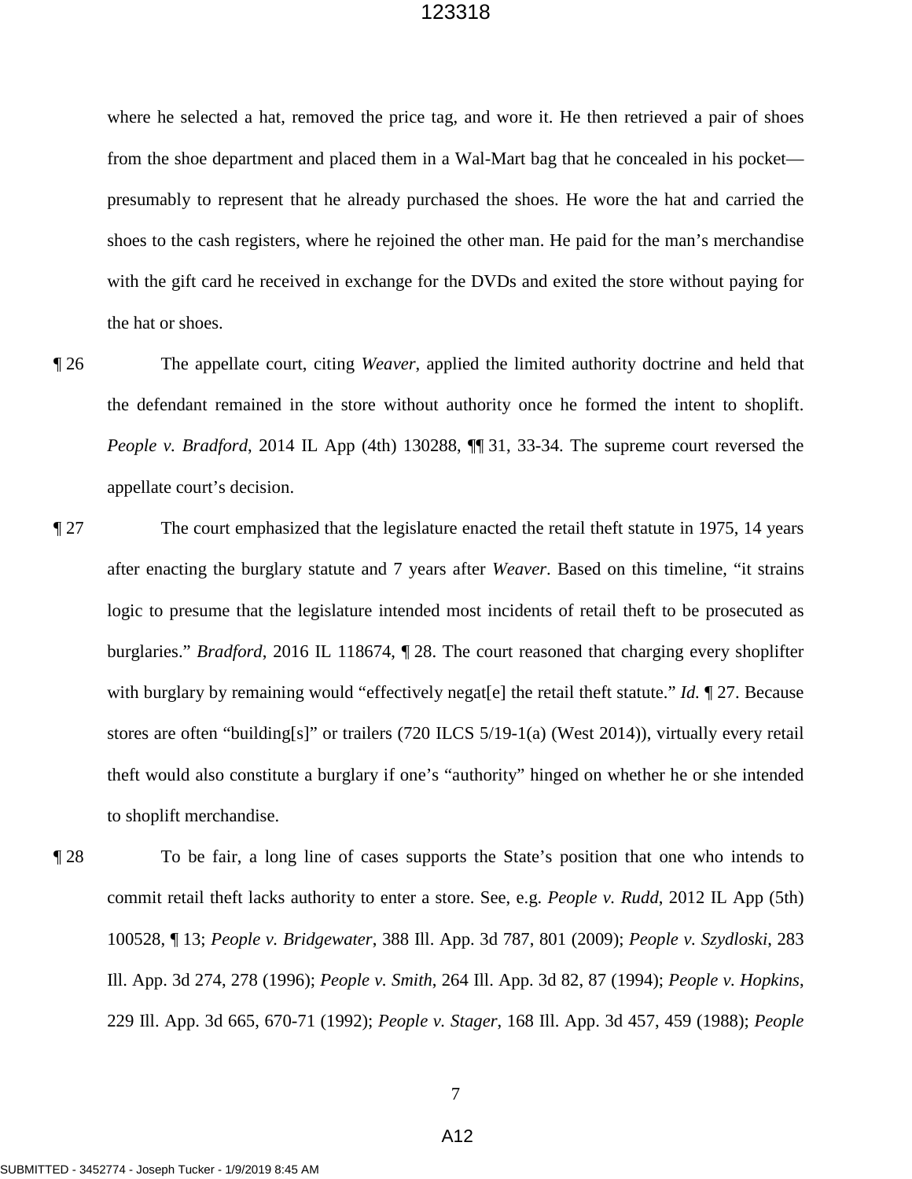where he selected a hat, removed the price tag, and wore it. He then retrieved a pair of shoes from the shoe department and placed them in a Wal-Mart bag that he concealed in his pocket—presumably to represent that he already purchased the shoes. He wore the hat and carried the shoes to the cash registers, where he rejoined the other man. He paid for the man's merchandise with the gift card he received in exchange for the DVDs and exited the store without paying for the hat or shoes.

¶ 26 The appellate court, citing *Weaver*, applied the limited authority doctrine and held that the defendant remained in the store without authority once he formed the intent to shoplift. *People v. Bradford*, 2014 IL App (4th) 130288, ¶¶ 31, 33-34. The supreme court reversed the appellate court's decision.

¶ 27 The court emphasized that the legislature enacted the retail theft statute in 1975, 14 years after enacting the burglary statute and 7 years after *Weaver*. Based on this timeline, "it strains logic to presume that the legislature intended most incidents of retail theft to be prosecuted as burglaries." *Bradford*, 2016 IL 118674, ¶ 28. The court reasoned that charging every shoplifter with burglary by remaining would "effectively negat[e] the retail theft statute." *Id.* ¶ 27. Because stores are often "building[s]" or trailers (720 ILCS 5/19-1(a) (West 2014)), virtually every retail theft would also constitute a burglary if one's "authority" hinged on whether he or she intended to shoplift merchandise.

¶ 28 To be fair, a long line of cases supports the State's position that one who intends to commit retail theft lacks authority to enter a store. See, e.g. *People v. Rudd*, 2012 IL App (5th) 100528, ¶ 13; *People v. Bridgewater*, 388 Ill. App. 3d 787, 801 (2009); *People v. Szydloski*, 283 Ill. App. 3d 274, 278 (1996); *People v. Smith*, 264 Ill. App. 3d 82, 87 (1994); *People v. Hopkins*, 229 Ill. App. 3d 665, 670-71 (1992); *People v. Stager*, 168 Ill. App. 3d 457, 459 (1988); *People*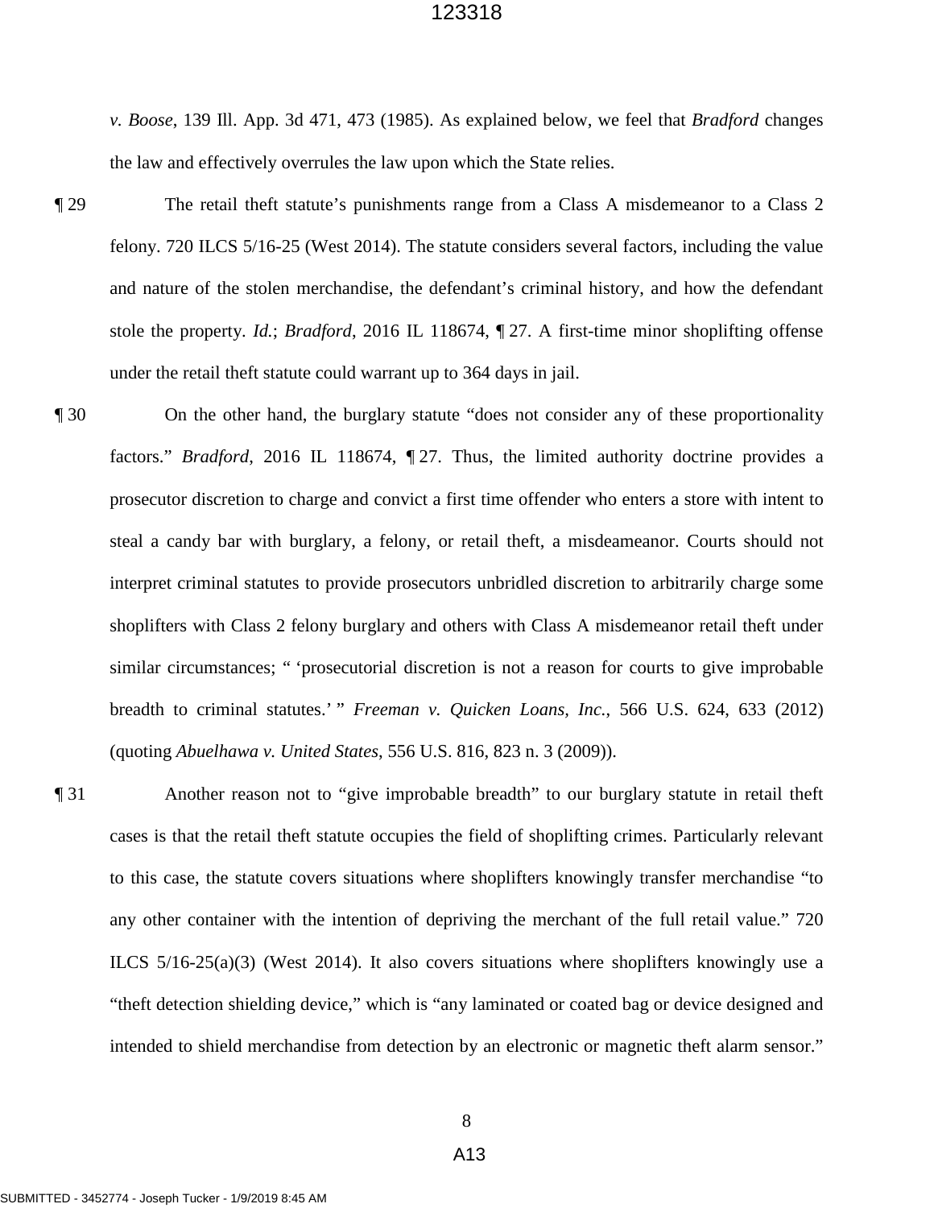*v. Boose*, 139 Ill. App. 3d 471, 473 (1985). As explained below, we feel that *Bradford* changes the law and effectively overrules the law upon which the State relies.

¶ 29 The retail theft statute's punishments range from a Class A misdemeanor to a Class 2 felony. 720 ILCS 5/16-25 (West 2014). The statute considers several factors, including the value and nature of the stolen merchandise, the defendant's criminal history, and how the defendant stole the property. *Id.*; *Bradford*, 2016 IL 118674, ¶ 27. A first-time minor shoplifting offense under the retail theft statute could warrant up to 364 days in jail.

¶ 30 On the other hand, the burglary statute "does not consider any of these proportionality factors." *Bradford*, 2016 IL 118674, ¶ 27. Thus, the limited authority doctrine provides a prosecutor discretion to charge and convict a first time offender who enters a store with intent to steal a candy bar with burglary, a felony, or retail theft, a misdeameanor. Courts should not interpret criminal statutes to provide prosecutors unbridled discretion to arbitrarily charge some shoplifters with Class 2 felony burglary and others with Class A misdemeanor retail theft under similar circumstances; " 'prosecutorial discretion is not a reason for courts to give improbable breadth to criminal statutes.' " *Freeman v. Quicken Loans, Inc.*, 566 U.S. 624, 633 (2012) (quoting *Abuelhawa v. United States*, 556 U.S. 816, 823 n. 3 (2009)).

¶ 31 Another reason not to "give improbable breadth" to our burglary statute in retail theft cases is that the retail theft statute occupies the field of shoplifting crimes. Particularly relevant to this case, the statute covers situations where shoplifters knowingly transfer merchandise "to any other container with the intention of depriving the merchant of the full retail value." 720 ILCS 5/16-25(a)(3) (West 2014). It also covers situations where shoplifters knowingly use a "theft detection shielding device," which is "any laminated or coated bag or device designed and intended to shield merchandise from detection by an electronic or magnetic theft alarm sensor."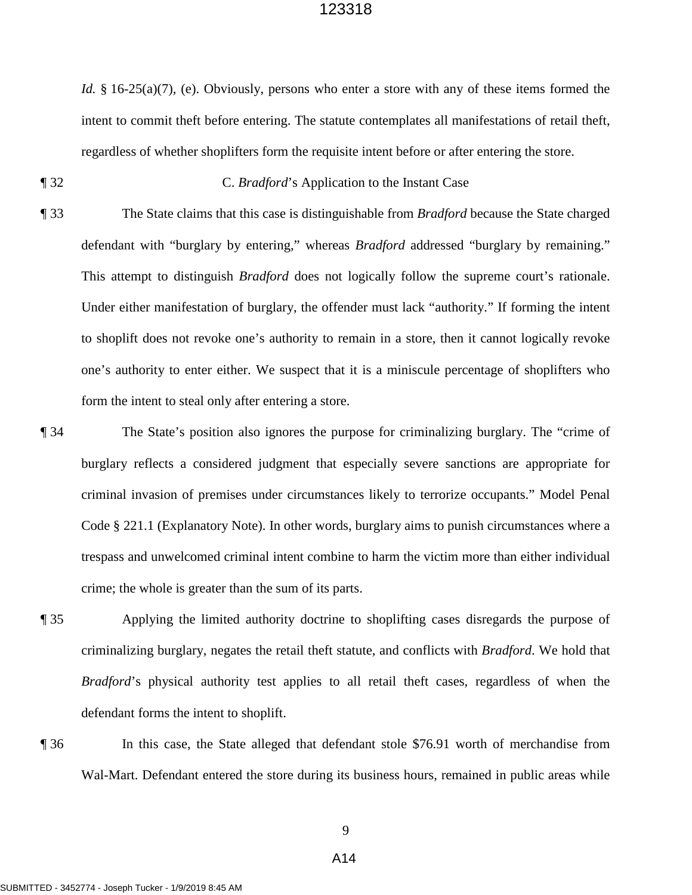*Id.* § 16-25(a)(7), (e). Obviously, persons who enter a store with any of these items formed the intent to commit theft before entering. The statute contemplates all manifestations of retail theft, regardless of whether shoplifters form the requisite intent before or after entering the store.

¶ 32 C. *Bradford*'s Application to the Instant Case

¶ 33 The State claims that this case is distinguishable from *Bradford* because the State charged defendant with "burglary by entering," whereas *Bradford* addressed "burglary by remaining." This attempt to distinguish *Bradford* does not logically follow the supreme court's rationale. Under either manifestation of burglary, the offender must lack "authority." If forming the intent to shoplift does not revoke one's authority to remain in a store, then it cannot logically revoke one's authority to enter either. We suspect that it is a miniscule percentage of shoplifters who form the intent to steal only after entering a store.

¶ 34 The State's position also ignores the purpose for criminalizing burglary. The "crime of burglary reflects a considered judgment that especially severe sanctions are appropriate for criminal invasion of premises under circumstances likely to terrorize occupants." Model Penal Code § 221.1 (Explanatory Note). In other words, burglary aims to punish circumstances where a trespass and unwelcomed criminal intent combine to harm the victim more than either individual crime; the whole is greater than the sum of its parts.

¶ 35 Applying the limited authority doctrine to shoplifting cases disregards the purpose of criminalizing burglary, negates the retail theft statute, and conflicts with *Bradford*. We hold that *Bradford*'s physical authority test applies to all retail theft cases, regardless of when the defendant forms the intent to shoplift.

¶ 36 In this case, the State alleged that defendant stole $76.91 worth of merchandise from Wal-Mart. Defendant entered the store during its business hours, remained in public areas while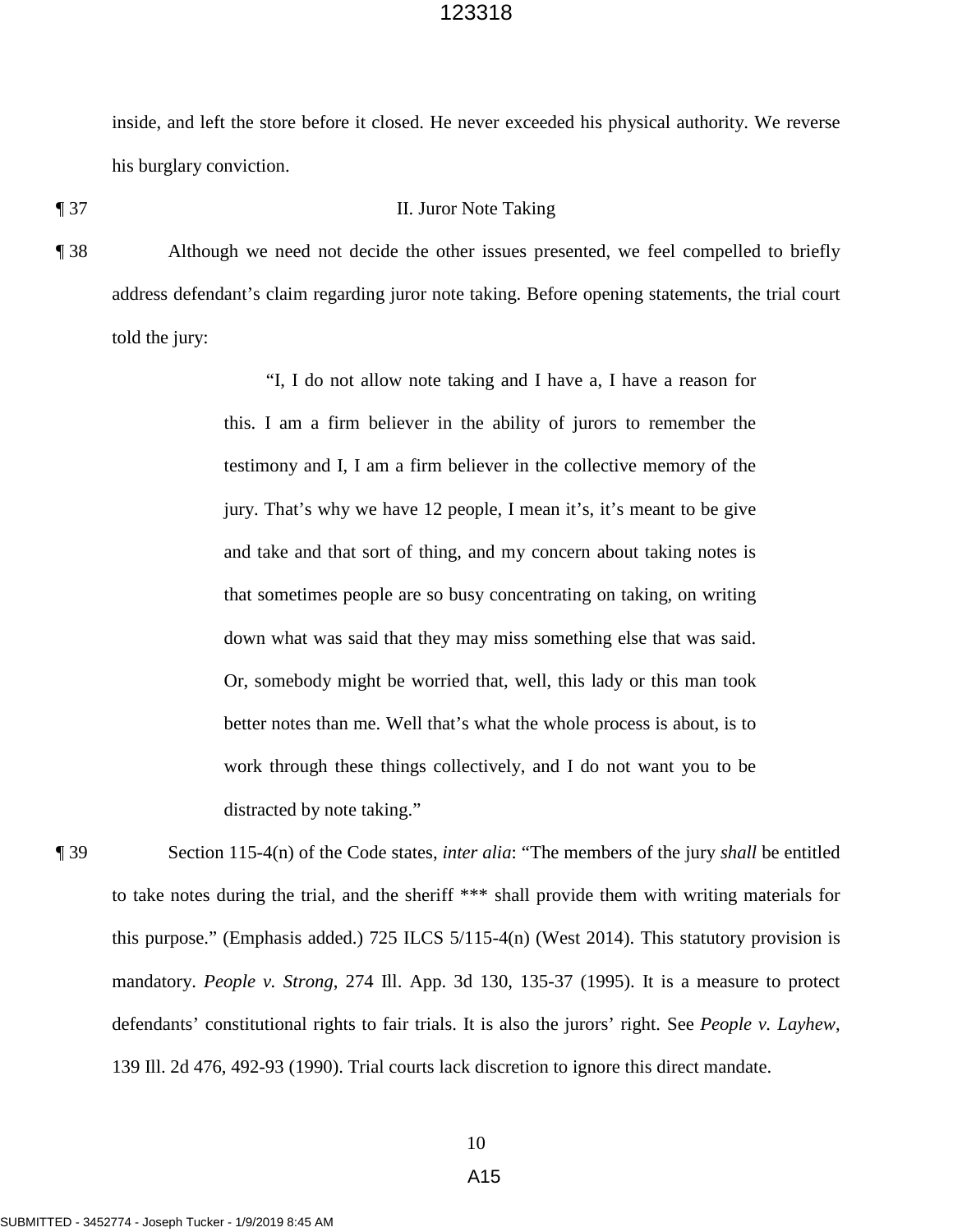inside, and left the store before it closed. He never exceeded his physical authority. We reverse his burglary conviction.

¶ 37 II. Juror Note Taking

¶ 38 Although we need not decide the other issues presented, we feel compelled to briefly address defendant's claim regarding juror note taking. Before opening statements, the trial court told the jury:

> "I, I do not allow note taking and I have a, I have a reason for this. I am a firm believer in the ability of jurors to remember the testimony and I, I am a firm believer in the collective memory of the jury. That's why we have 12 people, I mean it's, it's meant to be give and take and that sort of thing, and my concern about taking notes is that sometimes people are so busy concentrating on taking, on writing down what was said that they may miss something else that was said. Or, somebody might be worried that, well, this lady or this man took better notes than me. Well that's what the whole process is about, is to work through these things collectively, and I do not want you to be distracted by note taking."

¶ 39 Section 115-4(n) of the Code states, *inter alia*: "The members of the jury *shall* be entitled to take notes during the trial, and the sheriff *** shall provide them with writing materials for this purpose." (Emphasis added.) 725 ILCS 5/115-4(n) (West 2014). This statutory provision is mandatory. *People v. Strong*, 274 Ill. App. 3d 130, 135-37 (1995). It is a measure to protect defendants' constitutional rights to fair trials. It is also the jurors' right. See *People v. Layhew*, 139 Ill. 2d 476, 492-93 (1990). Trial courts lack discretion to ignore this direct mandate.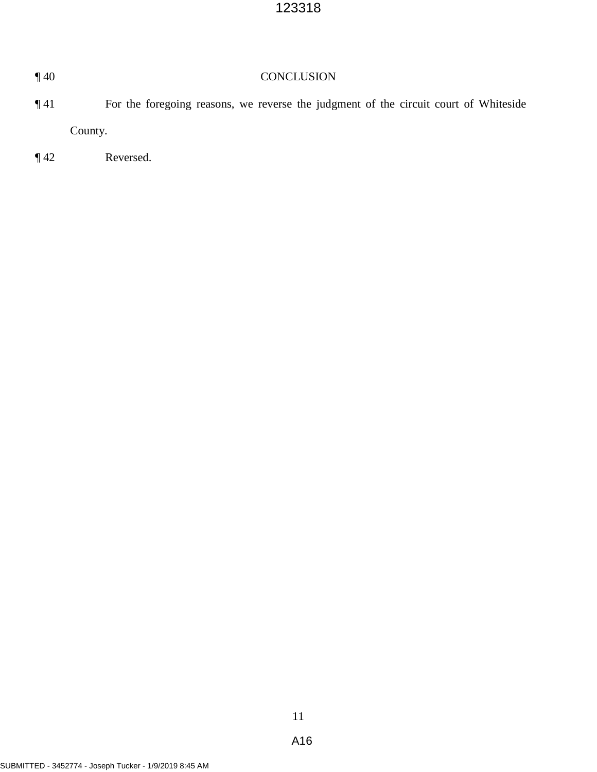¶ 40 CONCLUSION

¶ 41 For the foregoing reasons, we reverse the judgment of the circuit court of Whiteside County.

¶ 42 Reversed.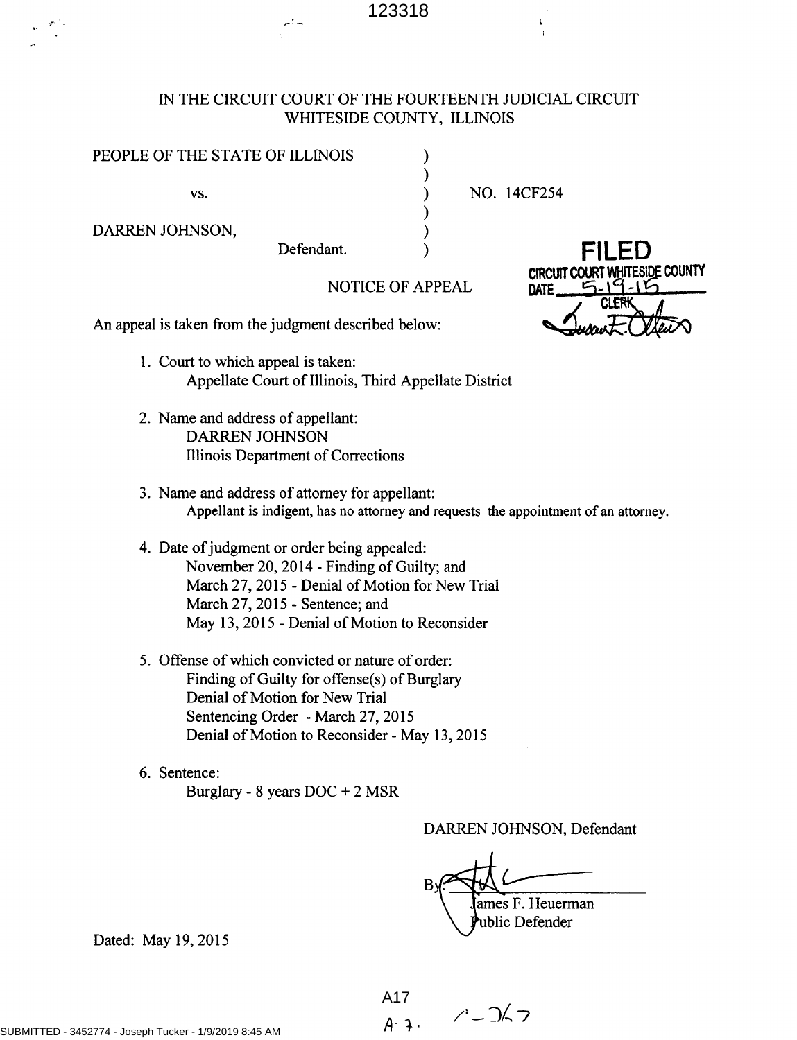IN THE CIRCUIT COURT OF THE FOURTEENTH JUDICIAL CIRCUIT
WHITESIDE COUNTY, ILLINOIS

PEOPLE OF THE STATE OF ILLINOIS )
)
vs. ) NO. 14CF254
)
DARREN JOHNSON, )
Defendant. )

FILED
CIRCUIT COURT WHITESIDE COUNTY
DATE 5-19-15
CLERK

## NOTICE OF APPEAL

An appeal is taken from the judgment described below:

1. Court to which appeal is taken:
   Appellate Court of Illinois, Third Appellate District

2. Name and address of appellant:
   DARREN JOHNSON
   Illinois Department of Corrections

3. Name and address of attorney for appellant:
   Appellant is indigent, has no attorney and requests the appointment of an attorney.

4. Date of judgment or order being appealed:
   November 20, 2014 - Finding of Guilty; and
   March 27, 2015 - Denial of Motion for New Trial
   March 27, 2015 - Sentence; and
   May 13, 2015 - Denial of Motion to Reconsider

5. Offense of which convicted or nature of order:
   Finding of Guilty for offense(s) of Burglary
   Denial of Motion for New Trial
   Sentencing Order - March 27, 2015
   Denial of Motion to Reconsider - May 13, 2015

6. Sentence:
   Burglary - 8 years DOC + 2 MSR

DARREN JOHNSON, Defendant

By: ______________________
James F. Heuerman
Public Defender

Dated: May 19, 2015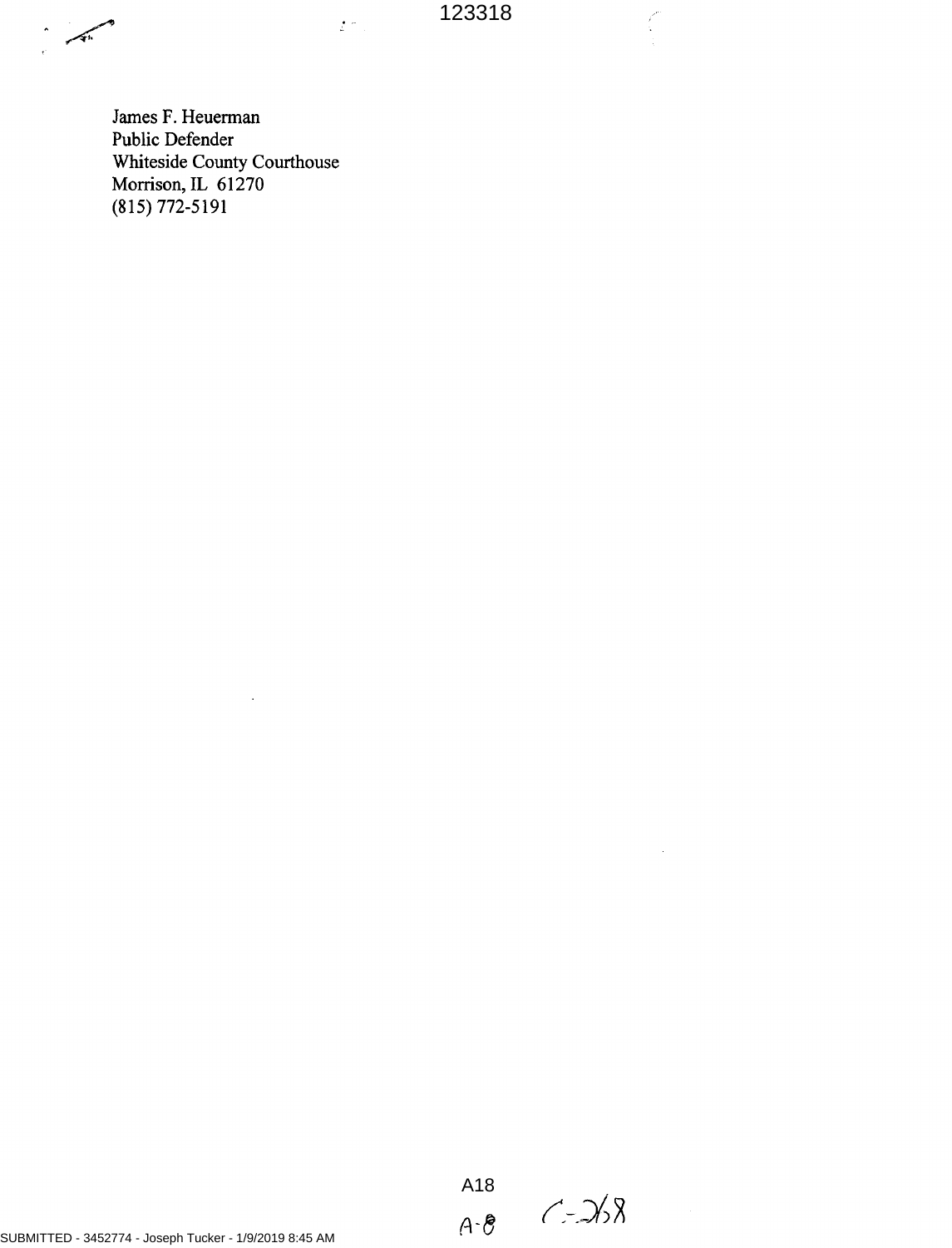James F. Heuerman
Public Defender
Whiteside County Courthouse
Morrison, IL 61270
(815) 772-5191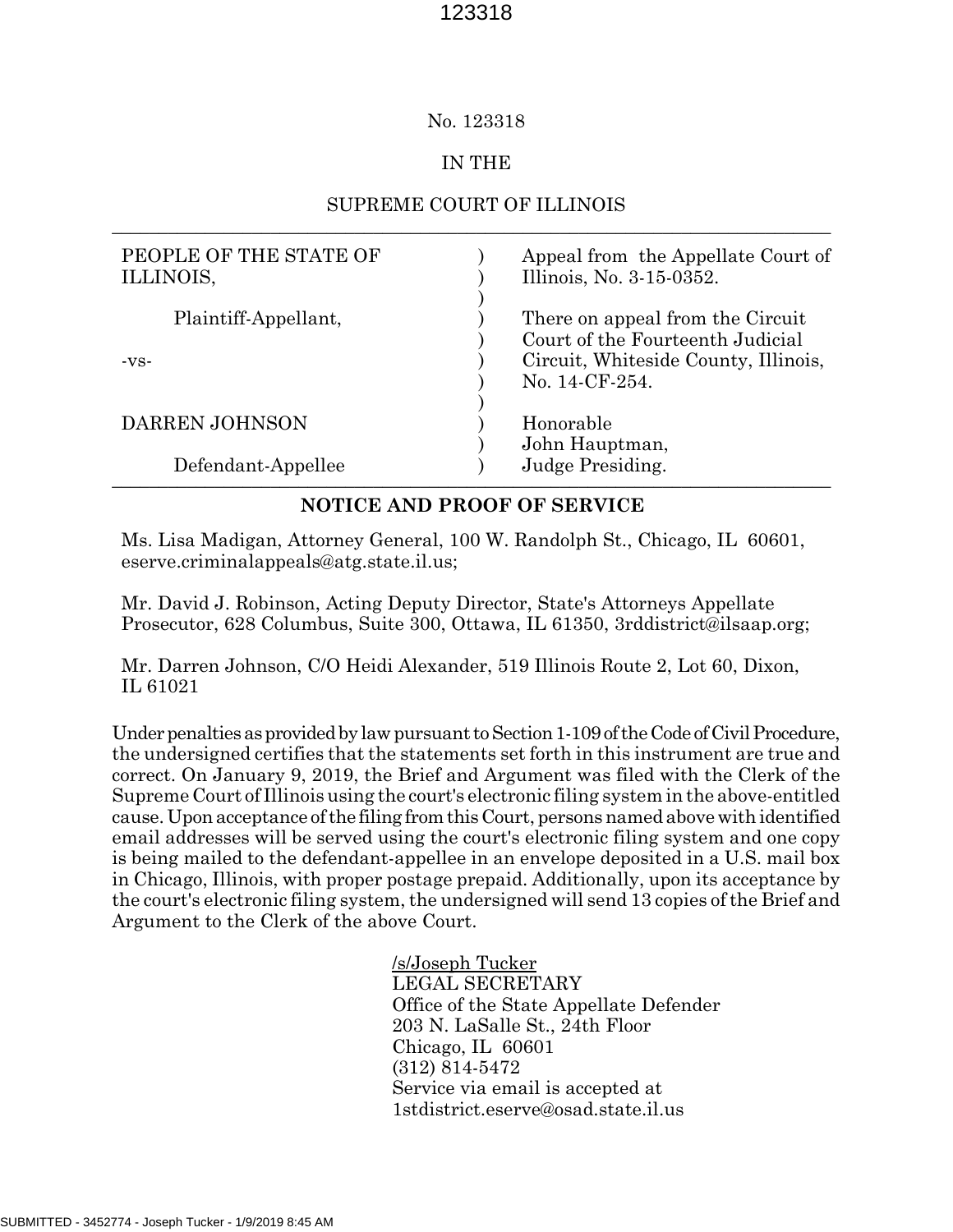No. 123318

IN THE

SUPREME COURT OF ILLINOIS

| | | |
|---|---|---|
| PEOPLE OF THE STATE OF ILLINOIS, | ) | Appeal from the Appellate Court of Illinois, No. 3-15-0352. |
| Plaintiff-Appellant, | ) | There on appeal from the Circuit Court of the Fourteenth Judicial Circuit, Whiteside County, Illinois, No. 14-CF-254. |
| -vs- | ) | |
| DARREN JOHNSON | ) | Honorable John Hauptman, |
| Defendant-Appellee | ) | Judge Presiding. |

**NOTICE AND PROOF OF SERVICE**

Ms. Lisa Madigan, Attorney General, 100 W. Randolph St., Chicago, IL 60601, eserve.criminalappeals@atg.state.il.us;

Mr. David J. Robinson, Acting Deputy Director, State's Attorneys Appellate Prosecutor, 628 Columbus, Suite 300, Ottawa, IL 61350, 3rddistrict@ilsaap.org;

Mr. Darren Johnson, C/O Heidi Alexander, 519 Illinois Route 2, Lot 60, Dixon, IL 61021

Under penalties as provided by law pursuant to Section 1-109 of the Code of Civil Procedure, the undersigned certifies that the statements set forth in this instrument are true and correct. On January 9, 2019, the Brief and Argument was filed with the Clerk of the Supreme Court of Illinois using the court's electronic filing system in the above-entitled cause. Upon acceptance of the filing from this Court, persons named above with identified email addresses will be served using the court's electronic filing system and one copy is being mailed to the defendant-appellee in an envelope deposited in a U.S. mail box in Chicago, Illinois, with proper postage prepaid. Additionally, upon its acceptance by the court's electronic filing system, the undersigned will send 13 copies of the Brief and Argument to the Clerk of the above Court.

/s/Joseph Tucker
LEGAL SECRETARY
Office of the State Appellate Defender
203 N. LaSalle St., 24th Floor
Chicago, IL 60601
(312) 814-5472
Service via email is accepted at
1stdistrict.eserve@osad.state.il.us